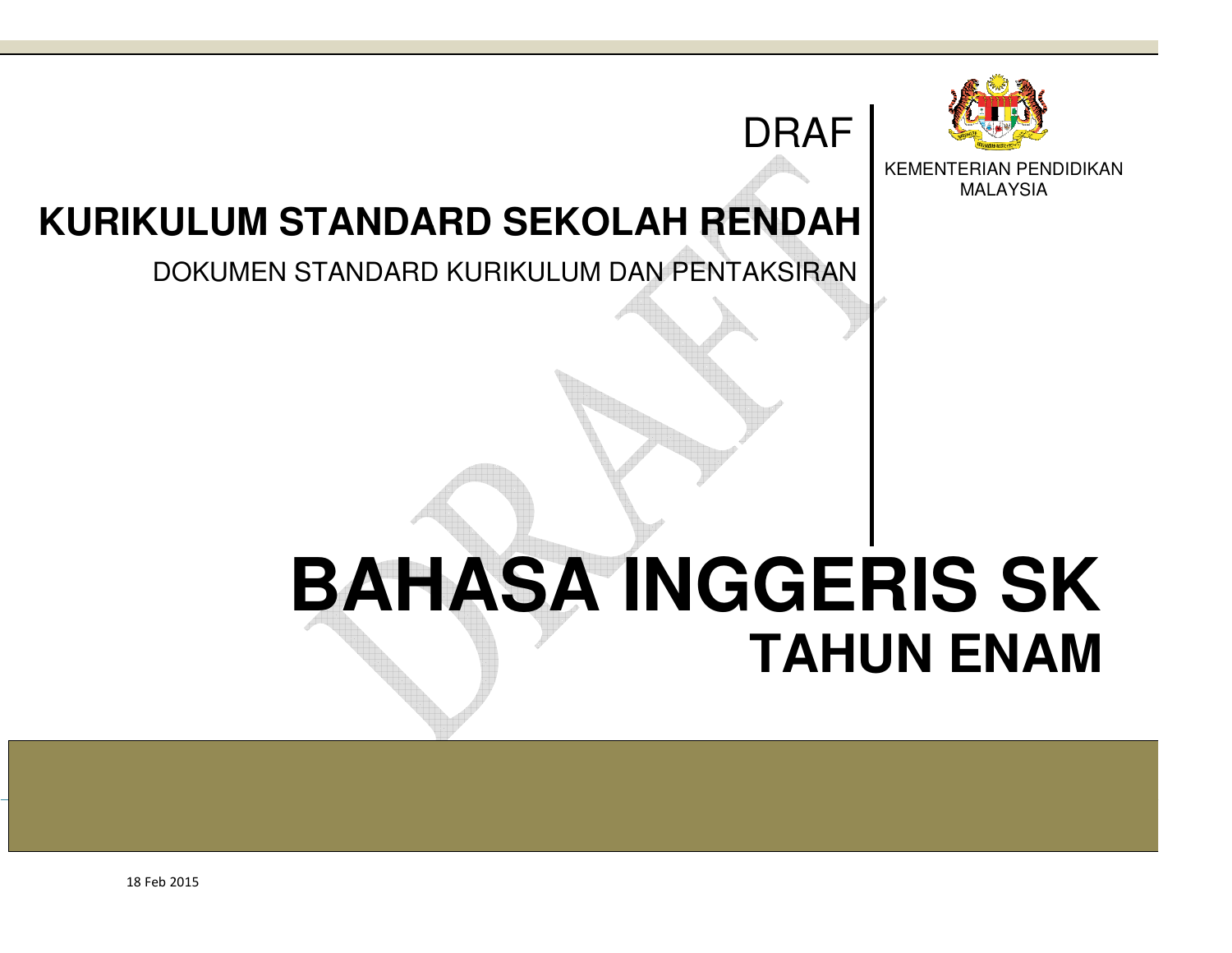DRAF

KEMENTERIAN PENDIDIKAN MALAYSIA

# KURIKULUM STANDARD SEKOLAH RENDAH

DOKUMEN STANDARD KURIKULUM DAN PENTAKSIRAN

# BAHASA INGGERIS SK

## TAHUN ENAM

18 Feb 2015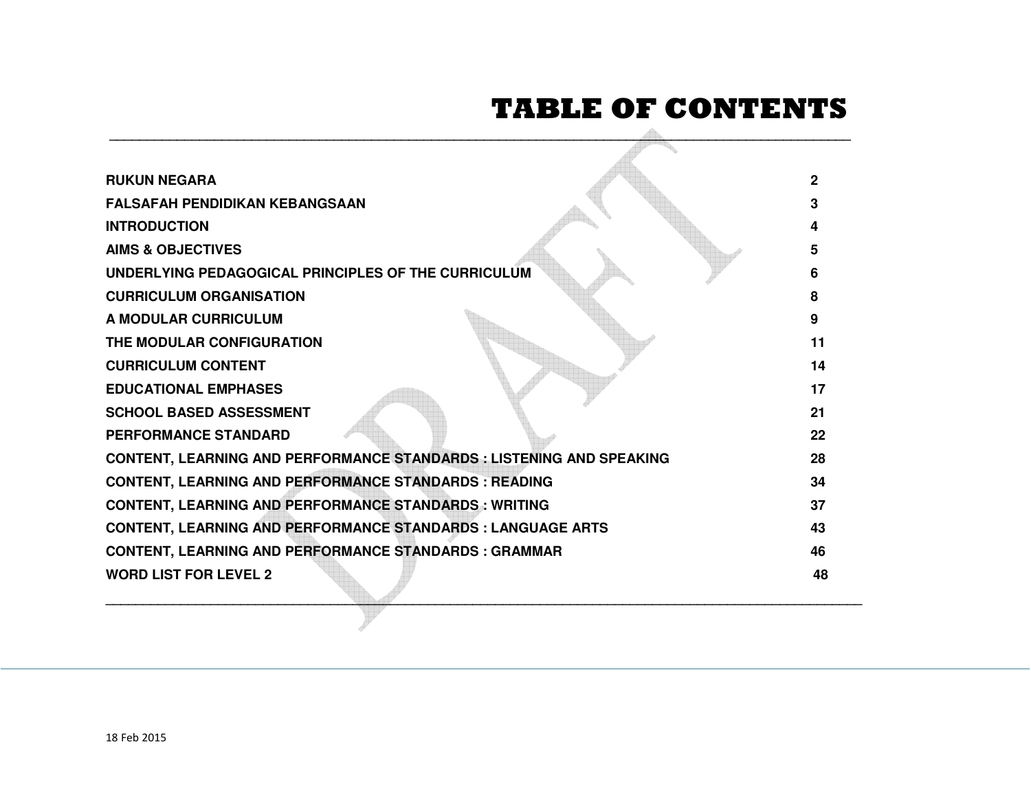# TABLE OF CONTENTS

| | |
|---|---|
| RUKUN NEGARA | 2 |
| FALSAFAH PENDIDIKAN KEBANGSAAN | 3 |
| INTRODUCTION | 4 |
| AIMS & OBJECTIVES | 5 |
| UNDERLYING PEDAGOGICAL PRINCIPLES OF THE CURRICULUM | 6 |
| CURRICULUM ORGANISATION | 8 |
| A MODULAR CURRICULUM | 9 |
| THE MODULAR CONFIGURATION | 11 |
| CURRICULUM CONTENT | 14 |
| EDUCATIONAL EMPHASES | 17 |
| SCHOOL BASED ASSESSMENT | 21 |
| PERFORMANCE STANDARD | 22 |
| CONTENT, LEARNING AND PERFORMANCE STANDARDS : LISTENING AND SPEAKING | 28 |
| CONTENT, LEARNING AND PERFORMANCE STANDARDS : READING | 34 |
| CONTENT, LEARNING AND PERFORMANCE STANDARDS : WRITING | 37 |
| CONTENT, LEARNING AND PERFORMANCE STANDARDS : LANGUAGE ARTS | 43 |
| CONTENT, LEARNING AND PERFORMANCE STANDARDS : GRAMMAR | 46 |
| WORD LIST FOR LEVEL 2 | 48 |

18 Feb 2015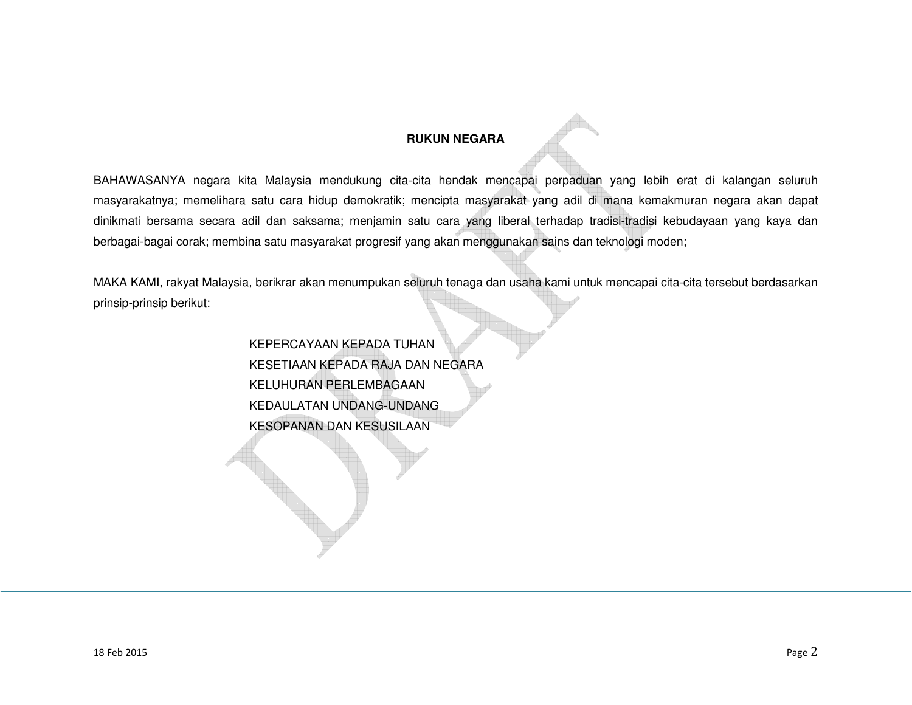## RUKUN NEGARA

BAHAWASANYA negara kita Malaysia mendukung cita-cita hendak mencapai perpaduan yang lebih erat di kalangan seluruh masyarakatnya; memelihara satu cara hidup demokratik; mencipta masyarakat yang adil di mana kemakmuran negara akan dapat dinikmati bersama secara adil dan saksama; menjamin satu cara yang liberal terhadap tradisi-tradisi kebudayaan yang kaya dan berbagai-bagai corak; membina satu masyarakat progresif yang akan menggunakan sains dan teknologi moden;

MAKA KAMI, rakyat Malaysia, berikrar akan menumpukan seluruh tenaga dan usaha kami untuk mencapai cita-cita tersebut berdasarkan prinsip-prinsip berikut:

KEPERCAYAAN KEPADA TUHAN
KESETIAAN KEPADA RAJA DAN NEGARA
KELUHURAN PERLEMBAGAAN
KEDAULATAN UNDANG-UNDANG
KESOPANAN DAN KESUSILAAN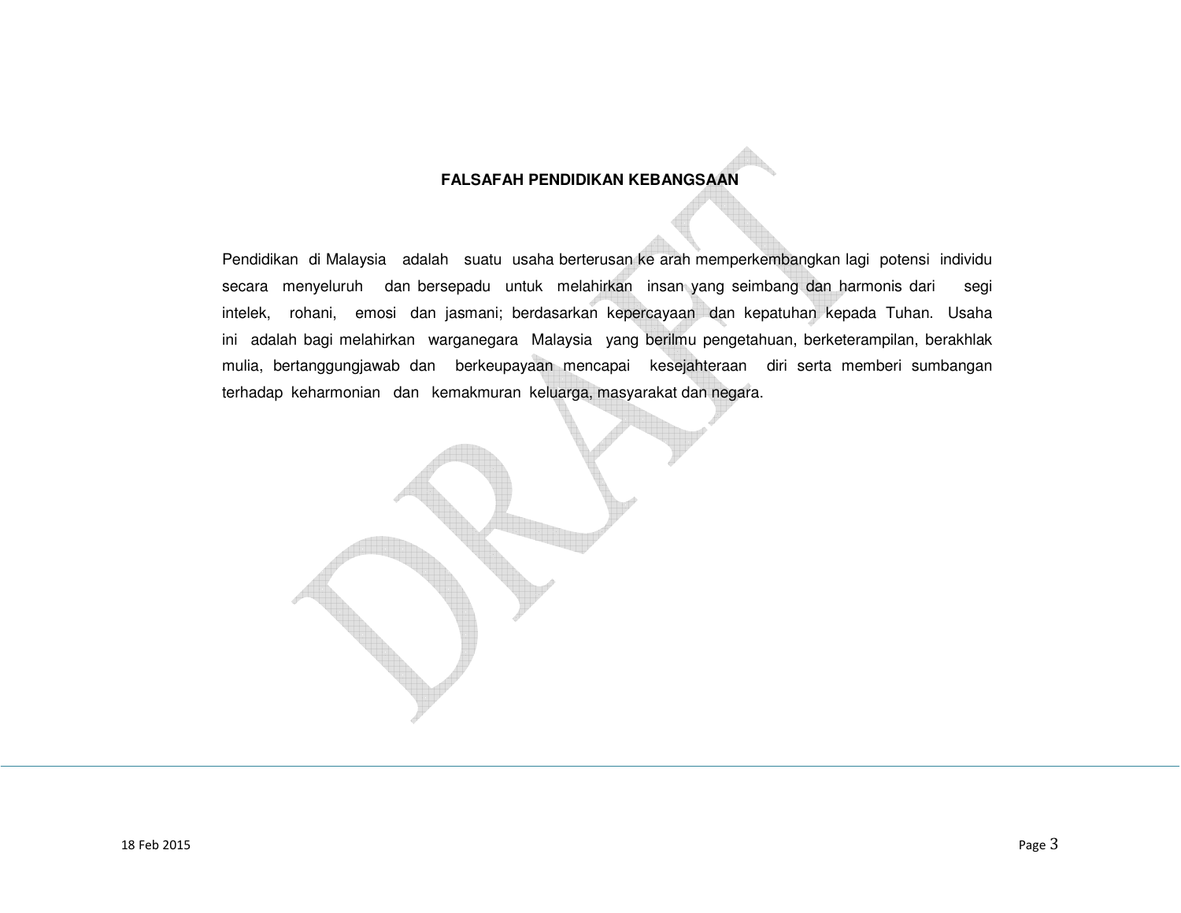## FALSAFAH PENDIDIKAN KEBANGSAAN

Pendidikan di Malaysia adalah suatu usaha berterusan ke arah memperkembangkan lagi potensi individu secara menyeluruh dan bersepadu untuk melahirkan insan yang seimbang dan harmonis dari segi intelek, rohani, emosi dan jasmani; berdasarkan kepercayaan dan kepatuhan kepada Tuhan. Usaha ini adalah bagi melahirkan warganegara Malaysia yang berilmu pengetahuan, berketerampilan, berakhlak mulia, bertanggungjawab dan berkeupayaan mencapai kesejahteraan diri serta memberi sumbangan terhadap keharmonian dan kemakmuran keluarga, masyarakat dan negara.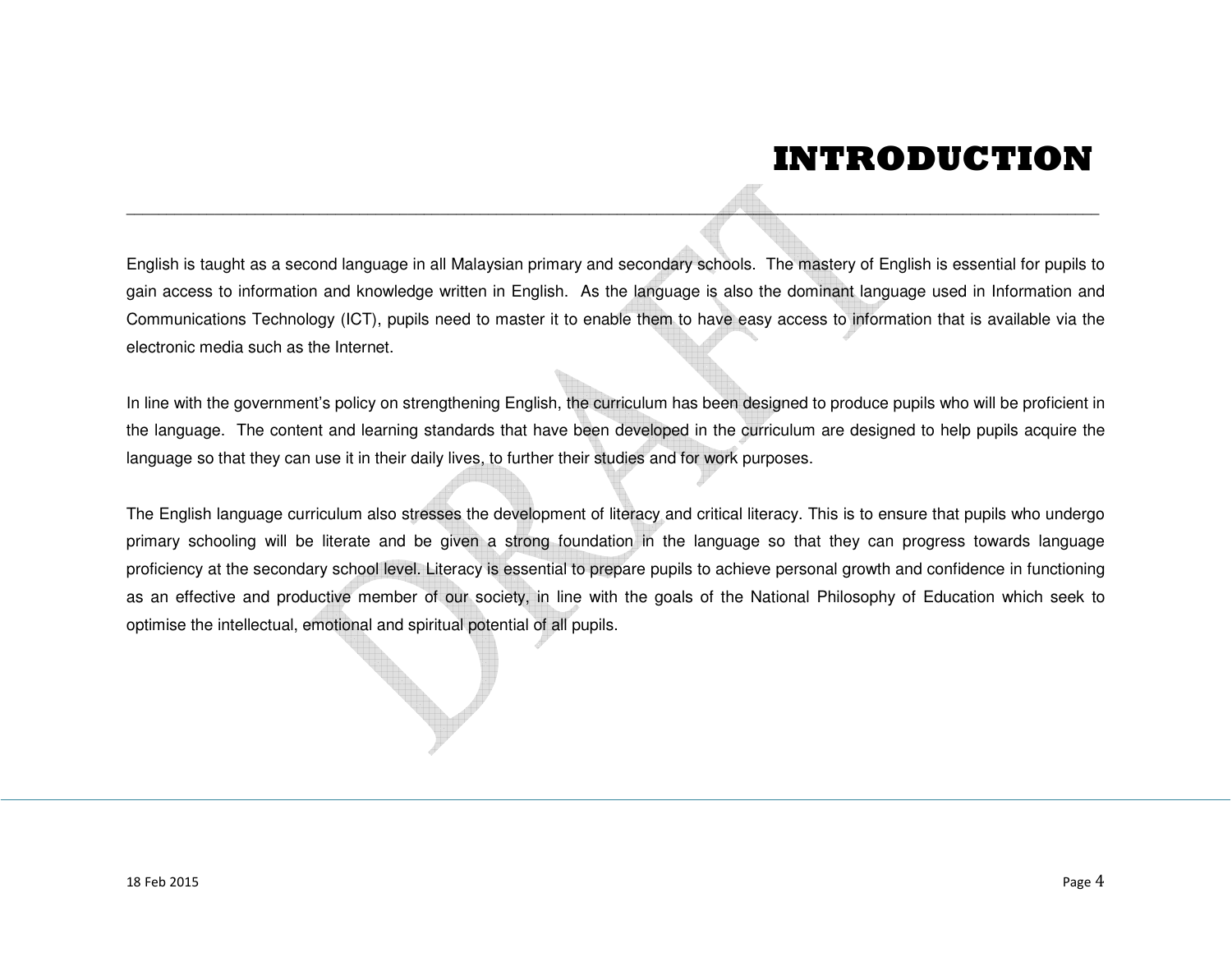# INTRODUCTION

English is taught as a second language in all Malaysian primary and secondary schools. The mastery of English is essential for pupils to gain access to information and knowledge written in English. As the language is also the dominant language used in Information and Communications Technology (ICT), pupils need to master it to enable them to have easy access to information that is available via the electronic media such as the Internet.

In line with the government's policy on strengthening English, the curriculum has been designed to produce pupils who will be proficient in the language. The content and learning standards that have been developed in the curriculum are designed to help pupils acquire the language so that they can use it in their daily lives, to further their studies and for work purposes.

The English language curriculum also stresses the development of literacy and critical literacy. This is to ensure that pupils who undergo primary schooling will be literate and be given a strong foundation in the language so that they can progress towards language proficiency at the secondary school level. Literacy is essential to prepare pupils to achieve personal growth and confidence in functioning as an effective and productive member of our society, in line with the goals of the National Philosophy of Education which seek to optimise the intellectual, emotional and spiritual potential of all pupils.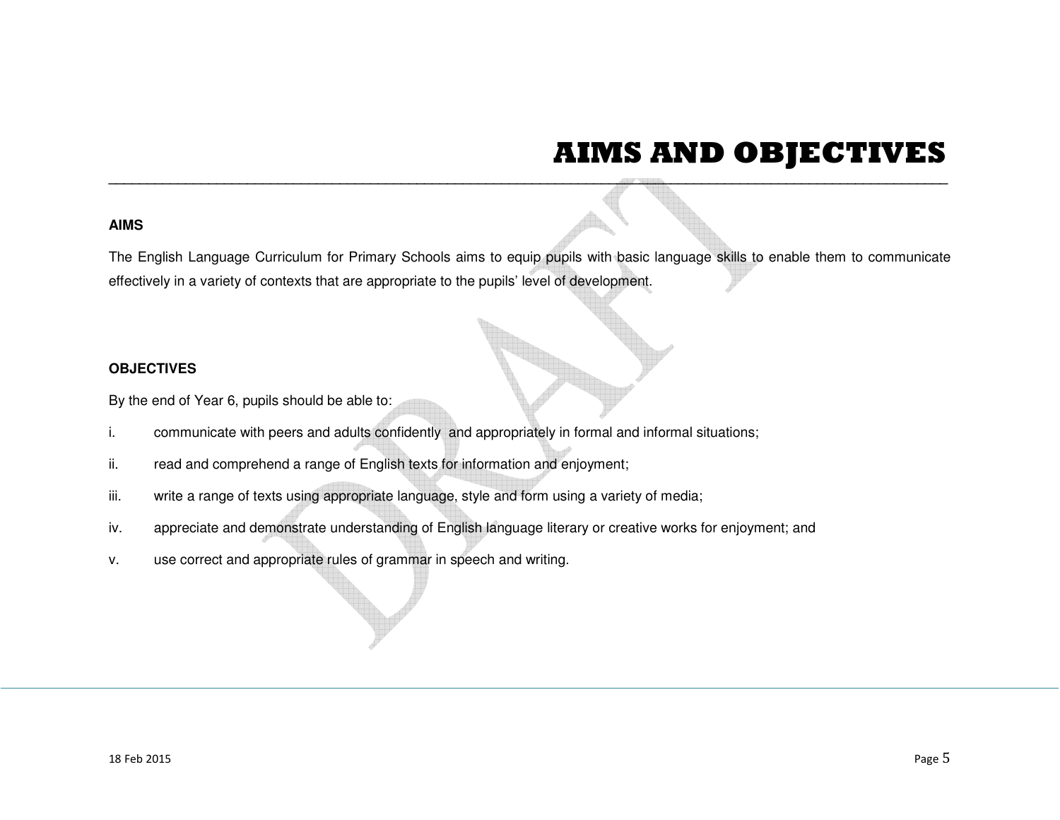# AIMS AND OBJECTIVES

**AIMS**

The English Language Curriculum for Primary Schools aims to equip pupils with basic language skills to enable them to communicate effectively in a variety of contexts that are appropriate to the pupils' level of development.

**OBJECTIVES**

By the end of Year 6, pupils should be able to:

i. communicate with peers and adults confidently and appropriately in formal and informal situations;

ii. read and comprehend a range of English texts for information and enjoyment;

iii. write a range of texts using appropriate language, style and form using a variety of media;

iv. appreciate and demonstrate understanding of English language literary or creative works for enjoyment; and

v. use correct and appropriate rules of grammar in speech and writing.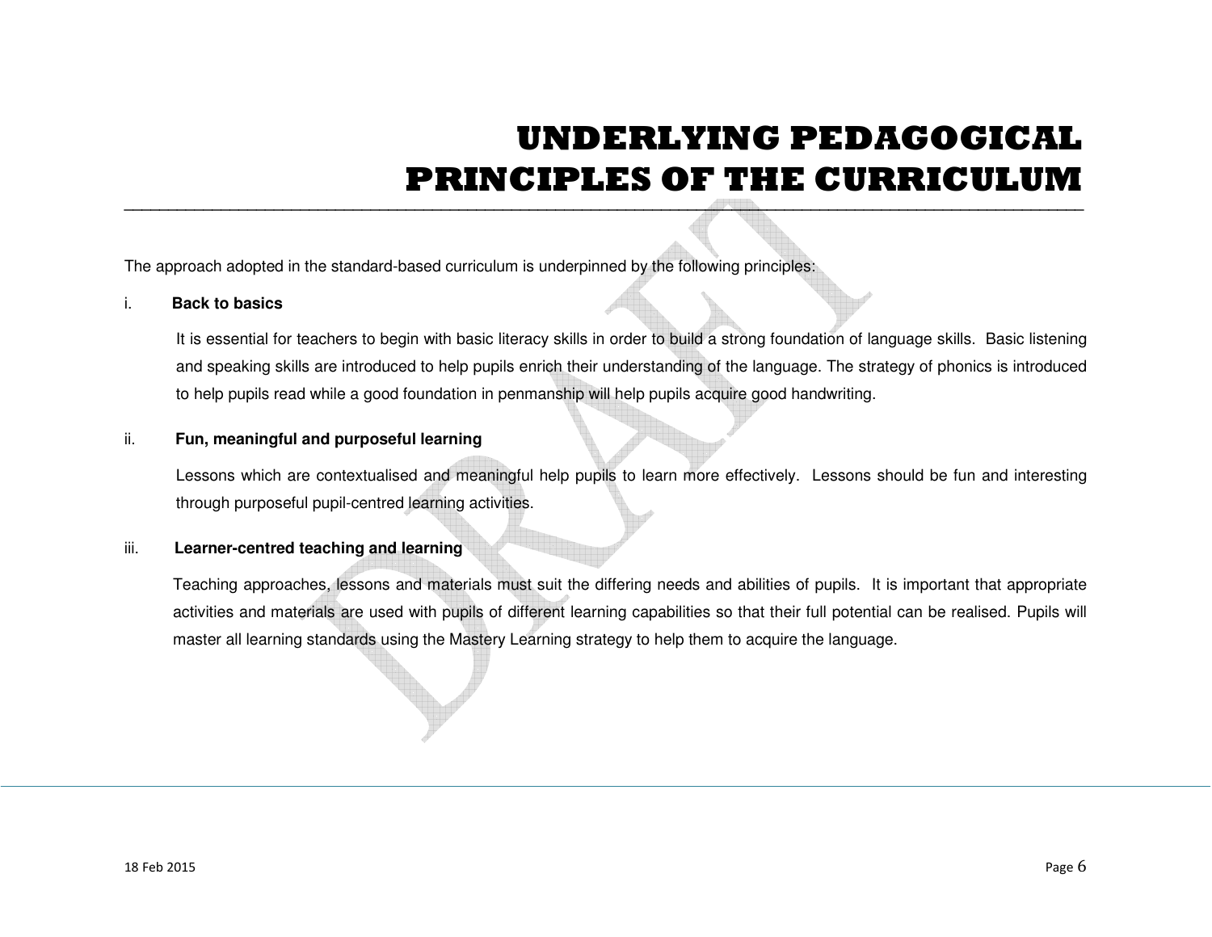# UNDERLYING PEDAGOGICAL PRINCIPLES OF THE CURRICULUM

The approach adopted in the standard-based curriculum is underpinned by the following principles:

i. **Back to basics**

It is essential for teachers to begin with basic literacy skills in order to build a strong foundation of language skills. Basic listening and speaking skills are introduced to help pupils enrich their understanding of the language. The strategy of phonics is introduced to help pupils read while a good foundation in penmanship will help pupils acquire good handwriting.

ii. **Fun, meaningful and purposeful learning**

Lessons which are contextualised and meaningful help pupils to learn more effectively. Lessons should be fun and interesting through purposeful pupil-centred learning activities.

iii. **Learner-centred teaching and learning**

Teaching approaches, lessons and materials must suit the differing needs and abilities of pupils. It is important that appropriate activities and materials are used with pupils of different learning capabilities so that their full potential can be realised. Pupils will master all learning standards using the Mastery Learning strategy to help them to acquire the language.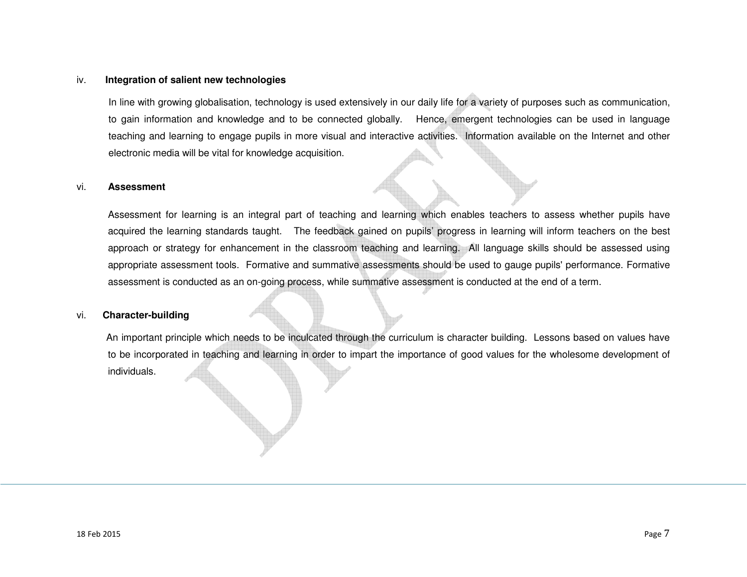iv. **Integration of salient new technologies**

In line with growing globalisation, technology is used extensively in our daily life for a variety of purposes such as communication, to gain information and knowledge and to be connected globally. Hence, emergent technologies can be used in language teaching and learning to engage pupils in more visual and interactive activities. Information available on the Internet and other electronic media will be vital for knowledge acquisition.

vi. **Assessment**

Assessment for learning is an integral part of teaching and learning which enables teachers to assess whether pupils have acquired the learning standards taught. The feedback gained on pupils' progress in learning will inform teachers on the best approach or strategy for enhancement in the classroom teaching and learning. All language skills should be assessed using appropriate assessment tools. Formative and summative assessments should be used to gauge pupils' performance. Formative assessment is conducted as an on-going process, while summative assessment is conducted at the end of a term.

vi. **Character-building**

An important principle which needs to be inculcated through the curriculum is character building. Lessons based on values have to be incorporated in teaching and learning in order to impart the importance of good values for the wholesome development of individuals.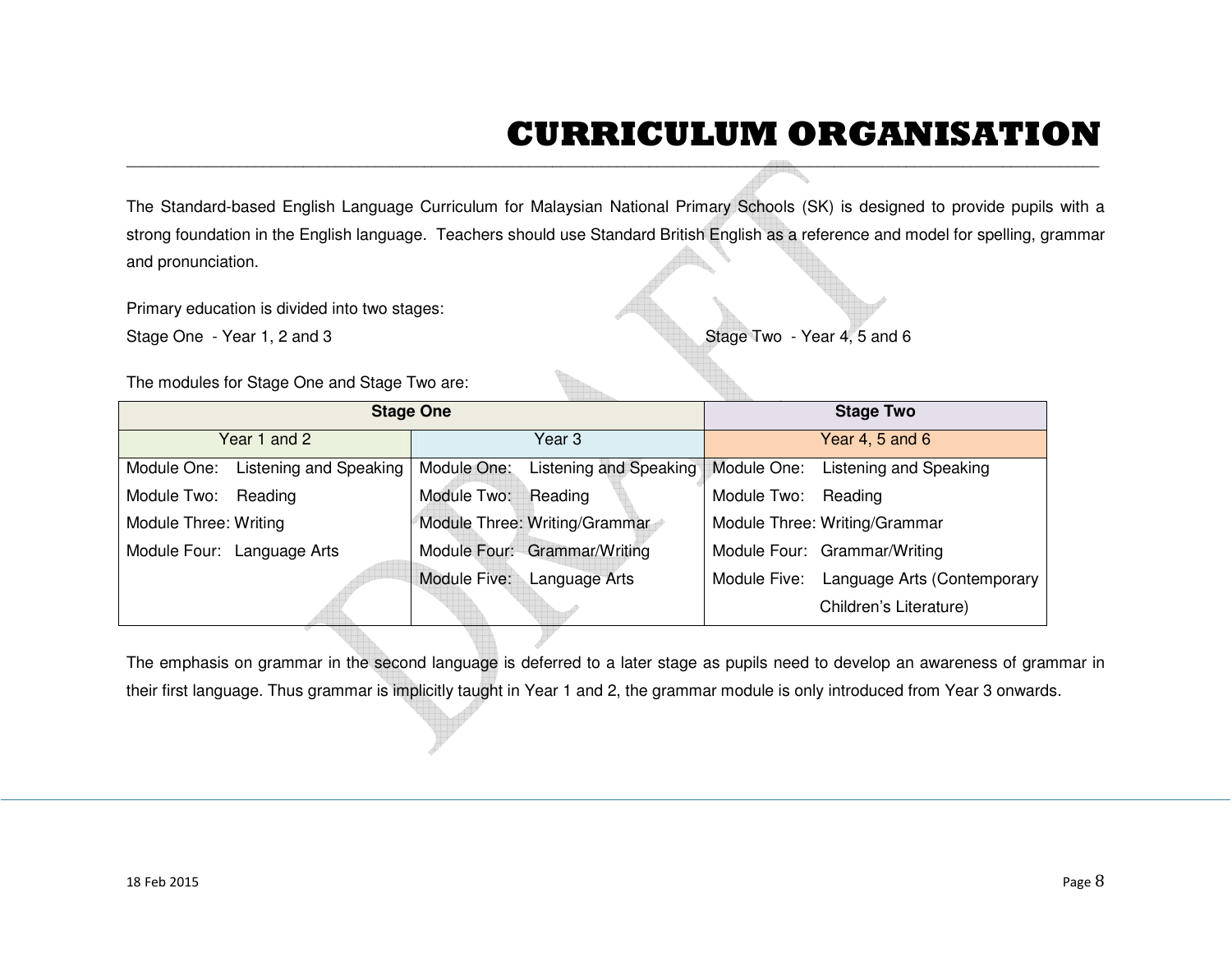# CURRICULUM ORGANISATION

The Standard-based English Language Curriculum for Malaysian National Primary Schools (SK) is designed to provide pupils with a strong foundation in the English language. Teachers should use Standard British English as a reference and model for spelling, grammar and pronunciation.

Primary education is divided into two stages:

Stage One - Year 1, 2 and 3

Stage Two - Year 4, 5 and 6

The modules for Stage One and Stage Two are:

| **Stage One** | | **Stage Two** |
|---|---|---|
| Year 1 and 2 | Year 3 | Year 4, 5 and 6 |
| Module One: Listening and Speaking<br>Module Two: Reading<br>Module Three: Writing<br>Module Four: Language Arts | Module One: Listening and Speaking<br>Module Two: Reading<br>Module Three: Writing/Grammar<br>Module Four: Grammar/Writing<br>Module Five: Language Arts | Module One: Listening and Speaking<br>Module Two: Reading<br>Module Three: Writing/Grammar<br>Module Four: Grammar/Writing<br>Module Five: Language Arts (Contemporary Children's Literature) |

The emphasis on grammar in the second language is deferred to a later stage as pupils need to develop an awareness of grammar in their first language. Thus grammar is implicitly taught in Year 1 and 2, the grammar module is only introduced from Year 3 onwards.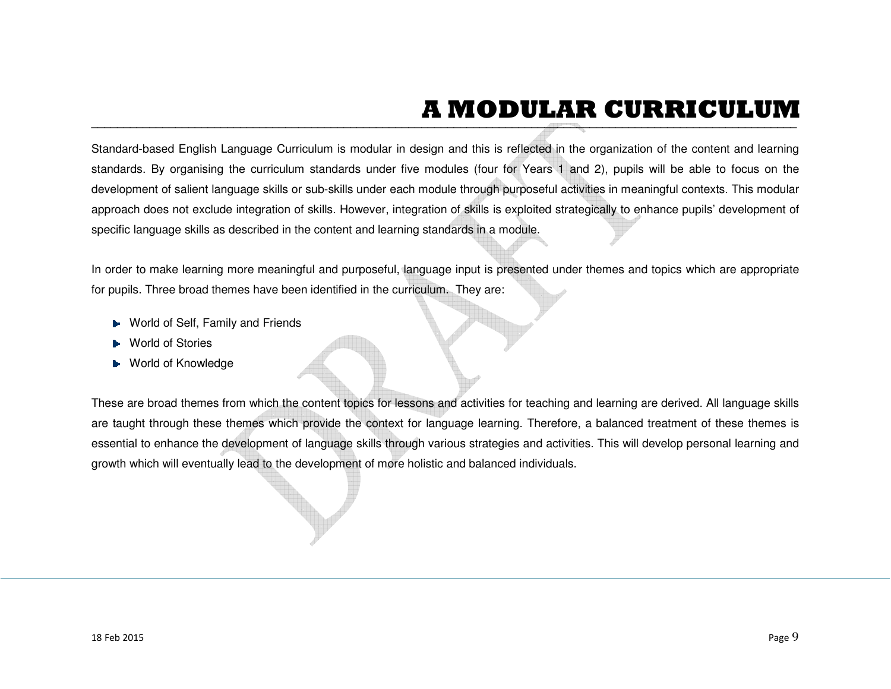# A MODULAR CURRICULUM

Standard-based English Language Curriculum is modular in design and this is reflected in the organization of the content and learning standards. By organising the curriculum standards under five modules (four for Years 1 and 2), pupils will be able to focus on the development of salient language skills or sub-skills under each module through purposeful activities in meaningful contexts. This modular approach does not exclude integration of skills. However, integration of skills is exploited strategically to enhance pupils' development of specific language skills as described in the content and learning standards in a module.

In order to make learning more meaningful and purposeful, language input is presented under themes and topics which are appropriate for pupils. Three broad themes have been identified in the curriculum. They are:

- World of Self, Family and Friends
- World of Stories
- World of Knowledge

These are broad themes from which the content topics for lessons and activities for teaching and learning are derived. All language skills are taught through these themes which provide the context for language learning. Therefore, a balanced treatment of these themes is essential to enhance the development of language skills through various strategies and activities. This will develop personal learning and growth which will eventually lead to the development of more holistic and balanced individuals.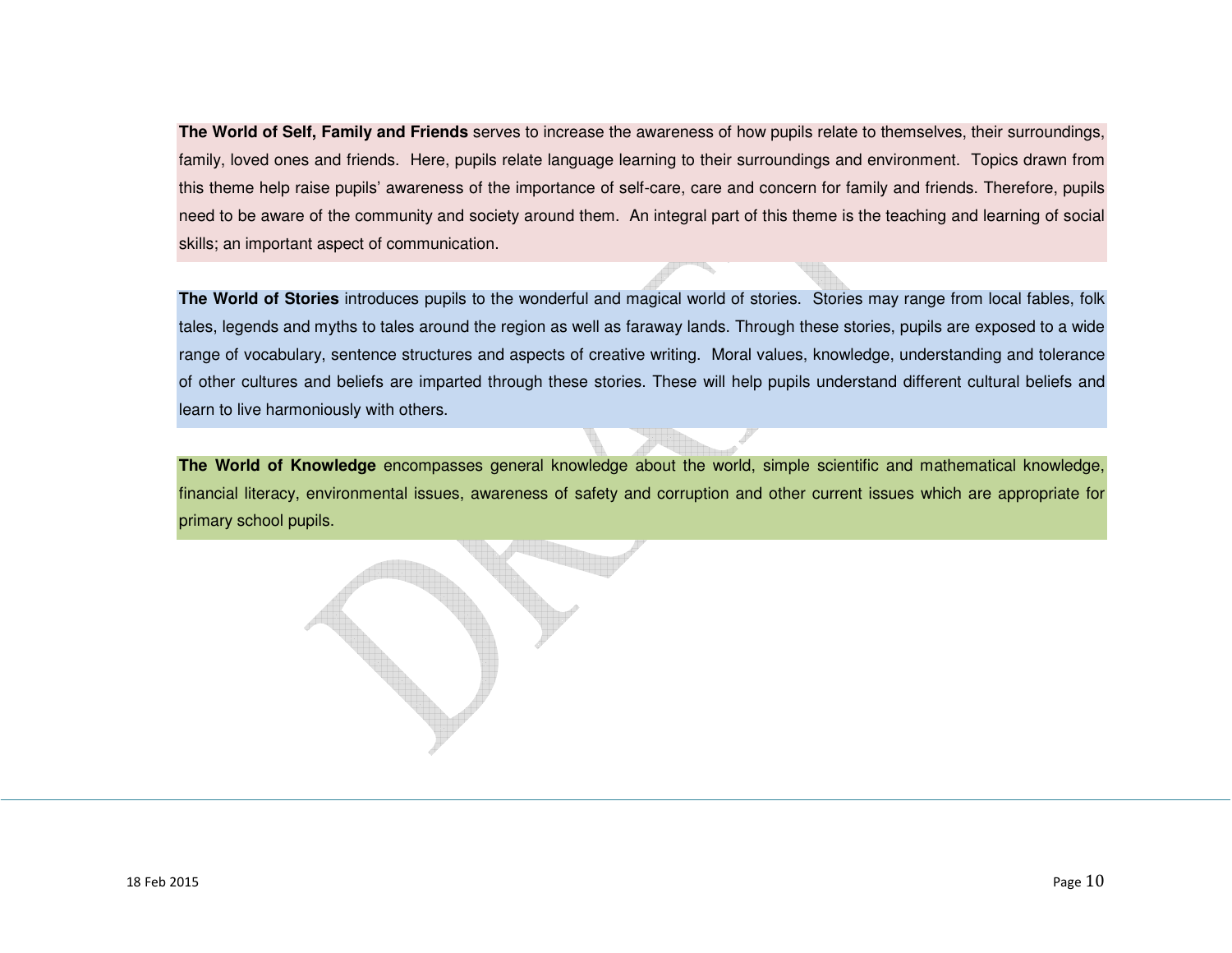**The World of Self, Family and Friends** serves to increase the awareness of how pupils relate to themselves, their surroundings, family, loved ones and friends. Here, pupils relate language learning to their surroundings and environment. Topics drawn from this theme help raise pupils' awareness of the importance of self-care, care and concern for family and friends. Therefore, pupils need to be aware of the community and society around them. An integral part of this theme is the teaching and learning of social skills; an important aspect of communication.

**The World of Stories** introduces pupils to the wonderful and magical world of stories. Stories may range from local fables, folk tales, legends and myths to tales around the region as well as faraway lands. Through these stories, pupils are exposed to a wide range of vocabulary, sentence structures and aspects of creative writing. Moral values, knowledge, understanding and tolerance of other cultures and beliefs are imparted through these stories. These will help pupils understand different cultural beliefs and learn to live harmoniously with others.

**The World of Knowledge** encompasses general knowledge about the world, simple scientific and mathematical knowledge, financial literacy, environmental issues, awareness of safety and corruption and other current issues which are appropriate for primary school pupils.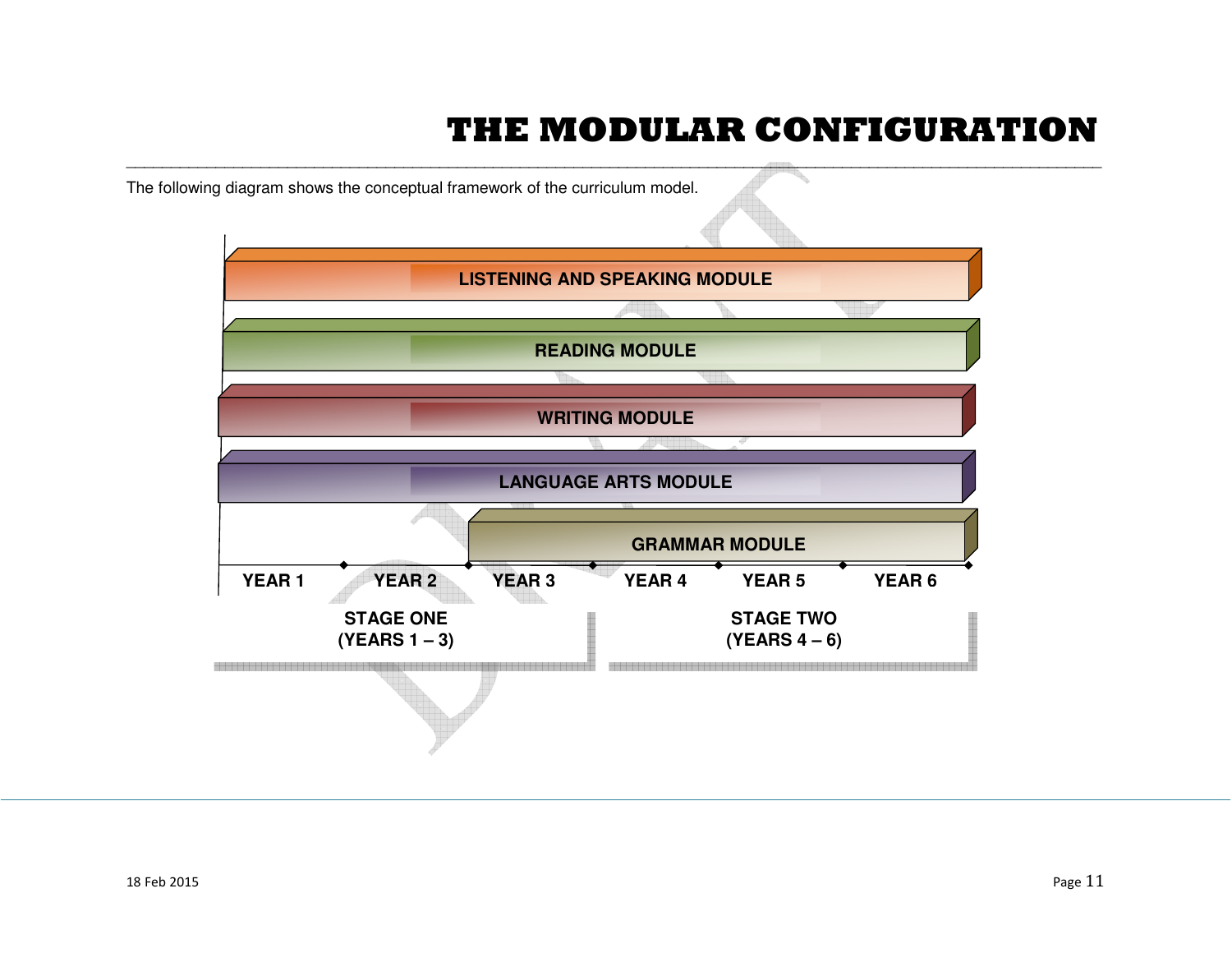# THE MODULAR CONFIGURATION

The following diagram shows the conceptual framework of the curriculum model.

LISTENING AND SPEAKING MODULE

READING MODULE

WRITING MODULE

LANGUAGE ARTS MODULE

GRAMMAR MODULE

YEAR 1 YEAR 2 YEAR 3 YEAR 4 YEAR 5 YEAR 6

STAGE ONE (YEARS 1 – 3)

STAGE TWO (YEARS 4 – 6)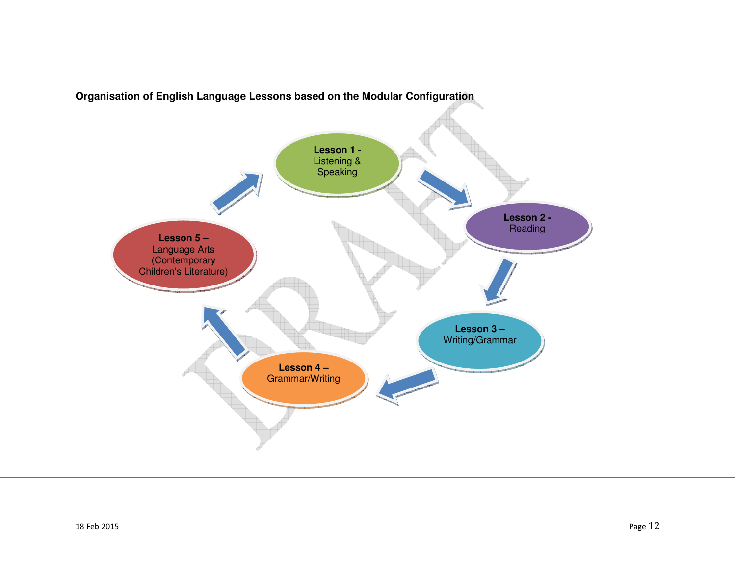**Organisation of English Language Lessons based on the Modular Configuration**

**Lesson 1 -** Listening & Speaking

**Lesson 2 -** Reading

**Lesson 3 –** Writing/Grammar

**Lesson 4 –** Grammar/Writing

**Lesson 5 –** Language Arts (Contemporary Children's Literature)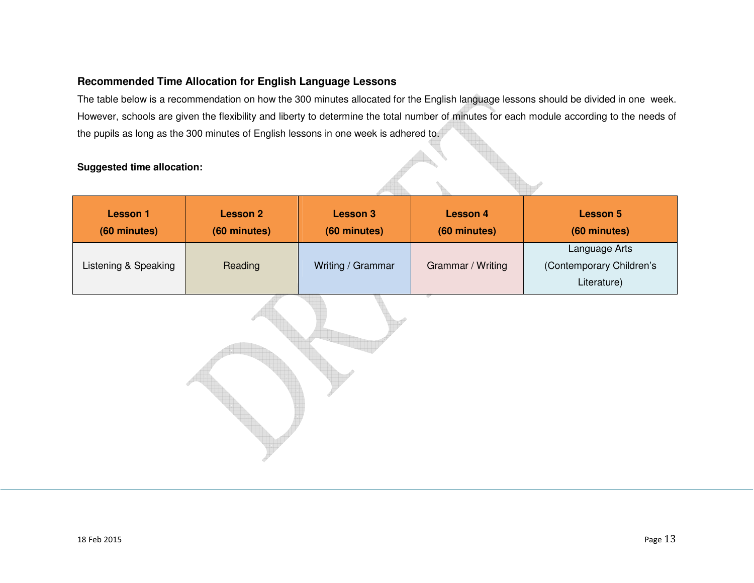### Recommended Time Allocation for English Language Lessons

The table below is a recommendation on how the 300 minutes allocated for the English language lessons should be divided in one week. However, schools are given the flexibility and liberty to determine the total number of minutes for each module according to the needs of the pupils as long as the 300 minutes of English lessons in one week is adhered to.

**Suggested time allocation:**

| Lesson 1 (60 minutes) | Lesson 2 (60 minutes) | Lesson 3 (60 minutes) | Lesson 4 (60 minutes) | Lesson 5 (60 minutes) |
|---|---|---|---|---|
| Listening & Speaking | Reading | Writing / Grammar | Grammar / Writing | Language Arts (Contemporary Children's Literature) |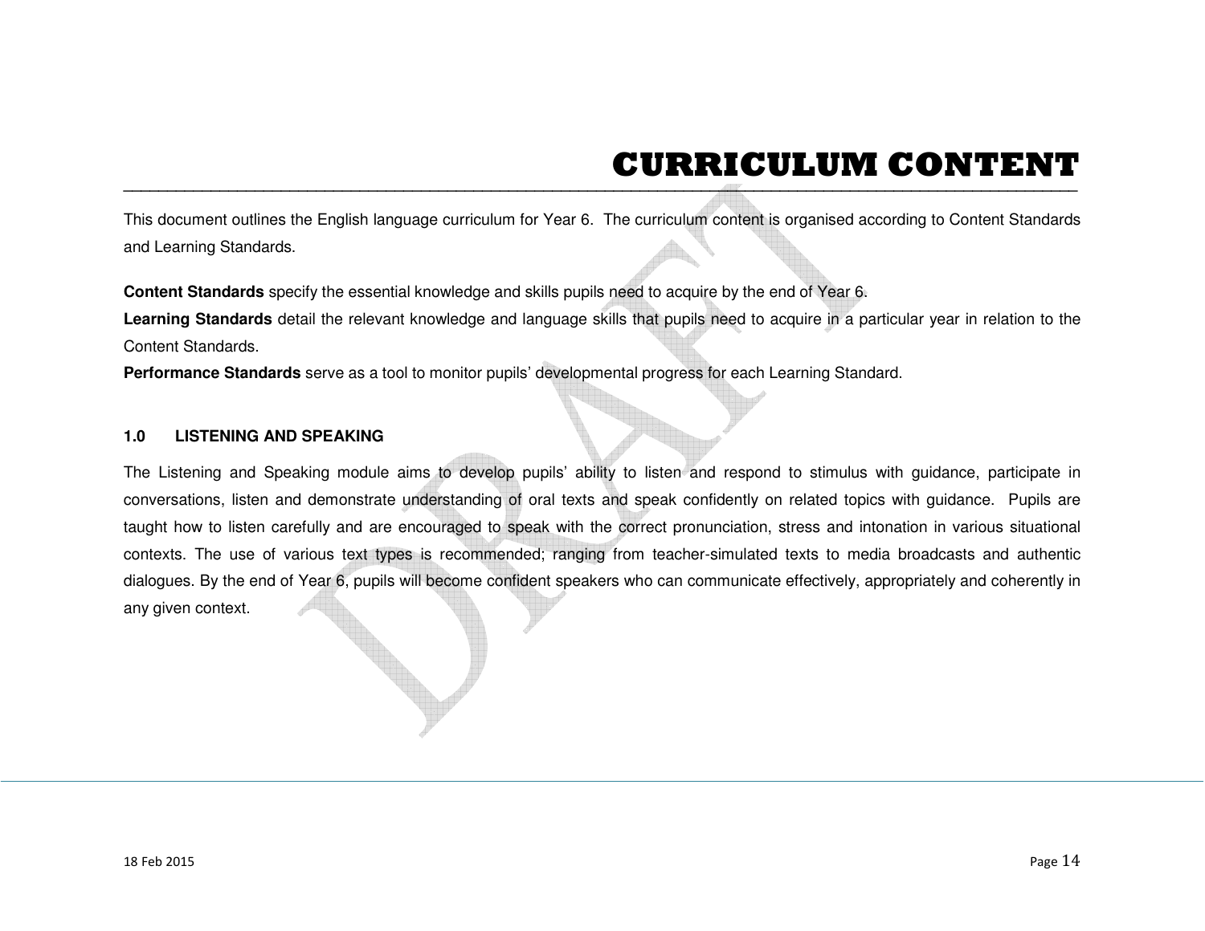# CURRICULUM CONTENT

This document outlines the English language curriculum for Year 6. The curriculum content is organised according to Content Standards and Learning Standards.

**Content Standards** specify the essential knowledge and skills pupils need to acquire by the end of Year 6.
**Learning Standards** detail the relevant knowledge and language skills that pupils need to acquire in a particular year in relation to the Content Standards.
**Performance Standards** serve as a tool to monitor pupils' developmental progress for each Learning Standard.

### 1.0 LISTENING AND SPEAKING

The Listening and Speaking module aims to develop pupils' ability to listen and respond to stimulus with guidance, participate in conversations, listen and demonstrate understanding of oral texts and speak confidently on related topics with guidance. Pupils are taught how to listen carefully and are encouraged to speak with the correct pronunciation, stress and intonation in various situational contexts. The use of various text types is recommended; ranging from teacher-simulated texts to media broadcasts and authentic dialogues. By the end of Year 6, pupils will become confident speakers who can communicate effectively, appropriately and coherently in any given context.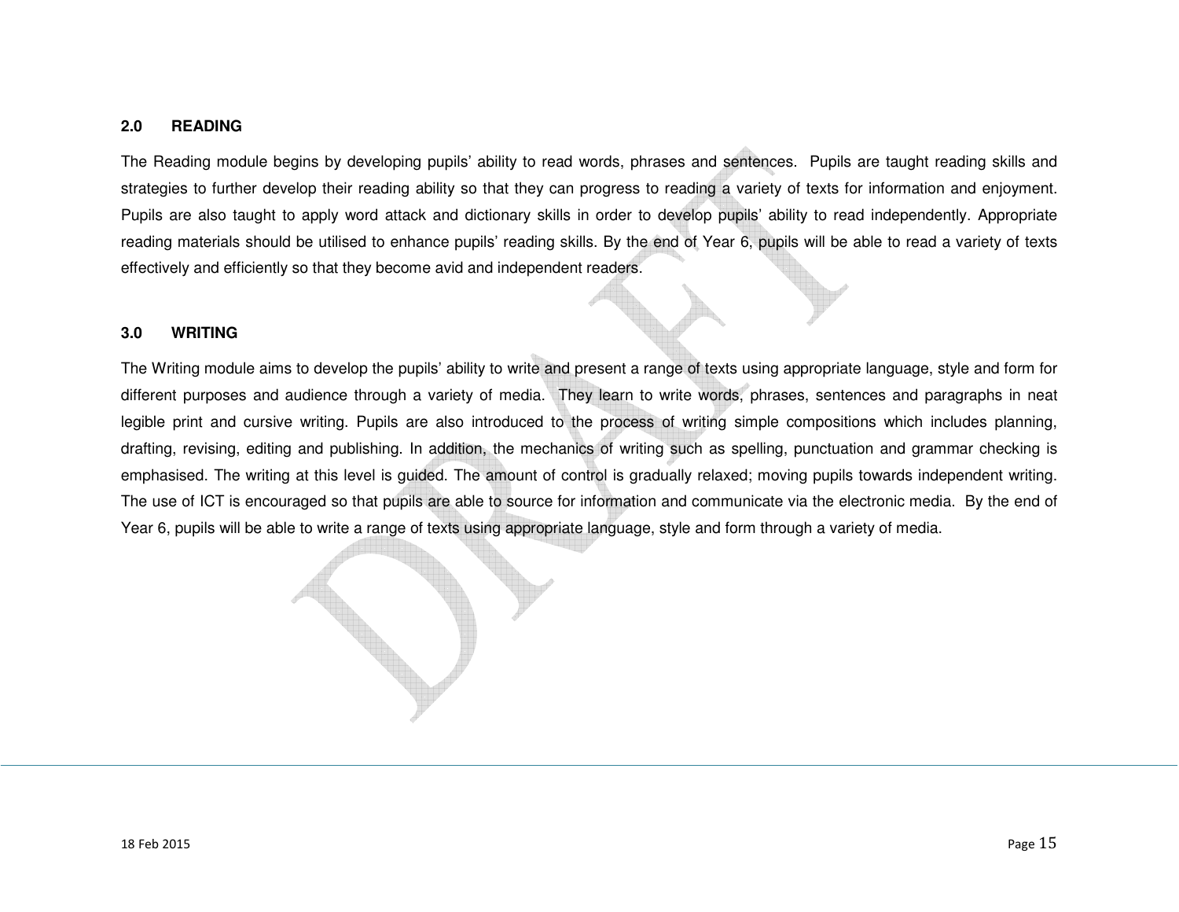## 2.0 READING

The Reading module begins by developing pupils' ability to read words, phrases and sentences. Pupils are taught reading skills and strategies to further develop their reading ability so that they can progress to reading a variety of texts for information and enjoyment. Pupils are also taught to apply word attack and dictionary skills in order to develop pupils' ability to read independently. Appropriate reading materials should be utilised to enhance pupils' reading skills. By the end of Year 6, pupils will be able to read a variety of texts effectively and efficiently so that they become avid and independent readers.

## 3.0 WRITING

The Writing module aims to develop the pupils' ability to write and present a range of texts using appropriate language, style and form for different purposes and audience through a variety of media. They learn to write words, phrases, sentences and paragraphs in neat legible print and cursive writing. Pupils are also introduced to the process of writing simple compositions which includes planning, drafting, revising, editing and publishing. In addition, the mechanics of writing such as spelling, punctuation and grammar checking is emphasised. The writing at this level is guided. The amount of control is gradually relaxed; moving pupils towards independent writing. The use of ICT is encouraged so that pupils are able to source for information and communicate via the electronic media. By the end of Year 6, pupils will be able to write a range of texts using appropriate language, style and form through a variety of media.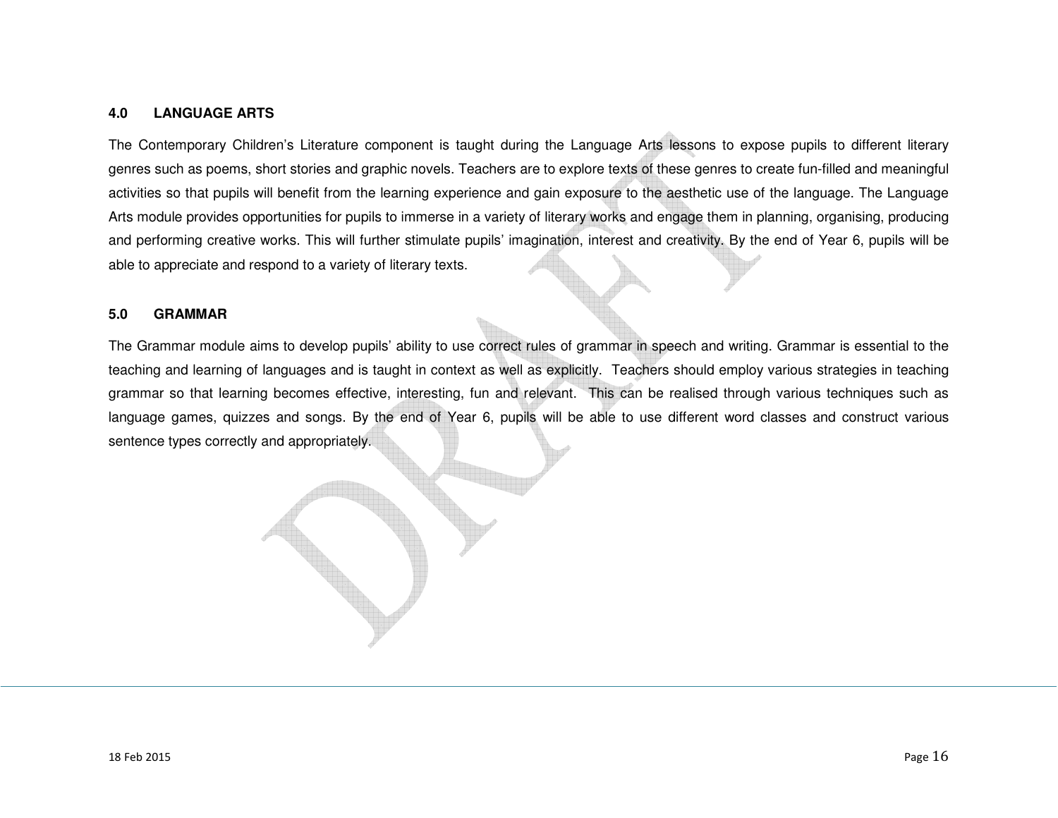## 4.0 LANGUAGE ARTS

The Contemporary Children's Literature component is taught during the Language Arts lessons to expose pupils to different literary genres such as poems, short stories and graphic novels. Teachers are to explore texts of these genres to create fun-filled and meaningful activities so that pupils will benefit from the learning experience and gain exposure to the aesthetic use of the language. The Language Arts module provides opportunities for pupils to immerse in a variety of literary works and engage them in planning, organising, producing and performing creative works. This will further stimulate pupils' imagination, interest and creativity. By the end of Year 6, pupils will be able to appreciate and respond to a variety of literary texts.

## 5.0 GRAMMAR

The Grammar module aims to develop pupils' ability to use correct rules of grammar in speech and writing. Grammar is essential to the teaching and learning of languages and is taught in context as well as explicitly. Teachers should employ various strategies in teaching grammar so that learning becomes effective, interesting, fun and relevant. This can be realised through various techniques such as language games, quizzes and songs. By the end of Year 6, pupils will be able to use different word classes and construct various sentence types correctly and appropriately.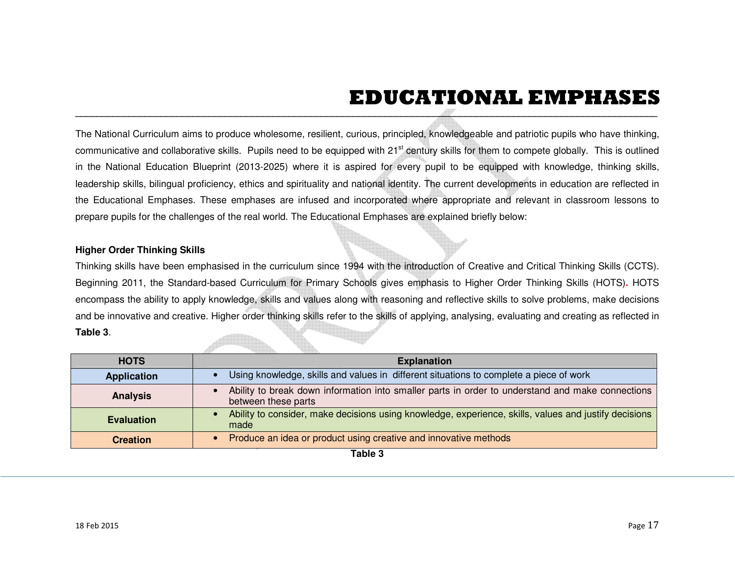# EDUCATIONAL EMPHASES

The National Curriculum aims to produce wholesome, resilient, curious, principled, knowledgeable and patriotic pupils who have thinking, communicative and collaborative skills. Pupils need to be equipped with 21st century skills for them to compete globally. This is outlined in the National Education Blueprint (2013-2025) where it is aspired for every pupil to be equipped with knowledge, thinking skills, leadership skills, bilingual proficiency, ethics and spirituality and national identity. The current developments in education are reflected in the Educational Emphases. These emphases are infused and incorporated where appropriate and relevant in classroom lessons to prepare pupils for the challenges of the real world. The Educational Emphases are explained briefly below:

**Higher Order Thinking Skills**

Thinking skills have been emphasised in the curriculum since 1994 with the introduction of Creative and Critical Thinking Skills (CCTS). Beginning 2011, the Standard-based Curriculum for Primary Schools gives emphasis to Higher Order Thinking Skills (HOTS). HOTS encompass the ability to apply knowledge, skills and values along with reasoning and reflective skills to solve problems, make decisions and be innovative and creative. Higher order thinking skills refer to the skills of applying, analysing, evaluating and creating as reflected in **Table 3**.

| HOTS | Explanation |
|---|---|
| **Application** | • Using knowledge, skills and values in different situations to complete a piece of work |
| **Analysis** | • Ability to break down information into smaller parts in order to understand and make connections between these parts |
| **Evaluation** | • Ability to consider, make decisions using knowledge, experience, skills, values and justify decisions made |
| **Creation** | • Produce an idea or product using creative and innovative methods |

**Table 3**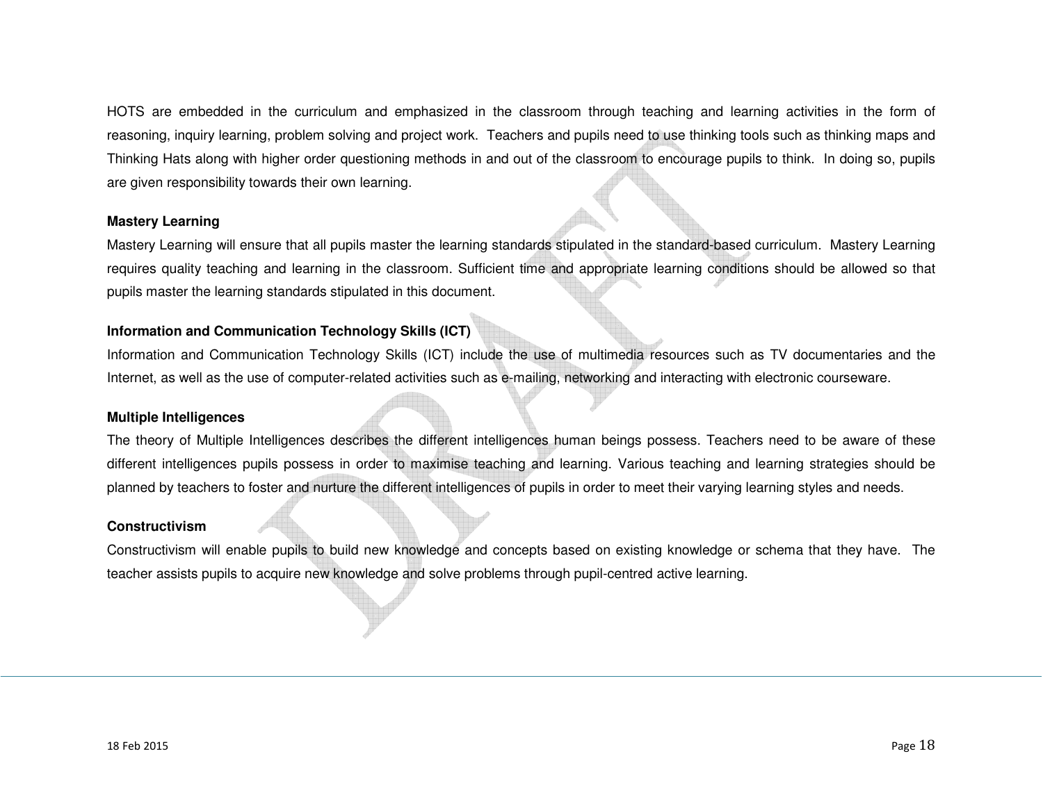HOTS are embedded in the curriculum and emphasized in the classroom through teaching and learning activities in the form of reasoning, inquiry learning, problem solving and project work. Teachers and pupils need to use thinking tools such as thinking maps and Thinking Hats along with higher order questioning methods in and out of the classroom to encourage pupils to think. In doing so, pupils are given responsibility towards their own learning.

**Mastery Learning**

Mastery Learning will ensure that all pupils master the learning standards stipulated in the standard-based curriculum. Mastery Learning requires quality teaching and learning in the classroom. Sufficient time and appropriate learning conditions should be allowed so that pupils master the learning standards stipulated in this document.

**Information and Communication Technology Skills (ICT)**

Information and Communication Technology Skills (ICT) include the use of multimedia resources such as TV documentaries and the Internet, as well as the use of computer-related activities such as e-mailing, networking and interacting with electronic courseware.

**Multiple Intelligences**

The theory of Multiple Intelligences describes the different intelligences human beings possess. Teachers need to be aware of these different intelligences pupils possess in order to maximise teaching and learning. Various teaching and learning strategies should be planned by teachers to foster and nurture the different intelligences of pupils in order to meet their varying learning styles and needs.

**Constructivism**

Constructivism will enable pupils to build new knowledge and concepts based on existing knowledge or schema that they have. The teacher assists pupils to acquire new knowledge and solve problems through pupil-centred active learning.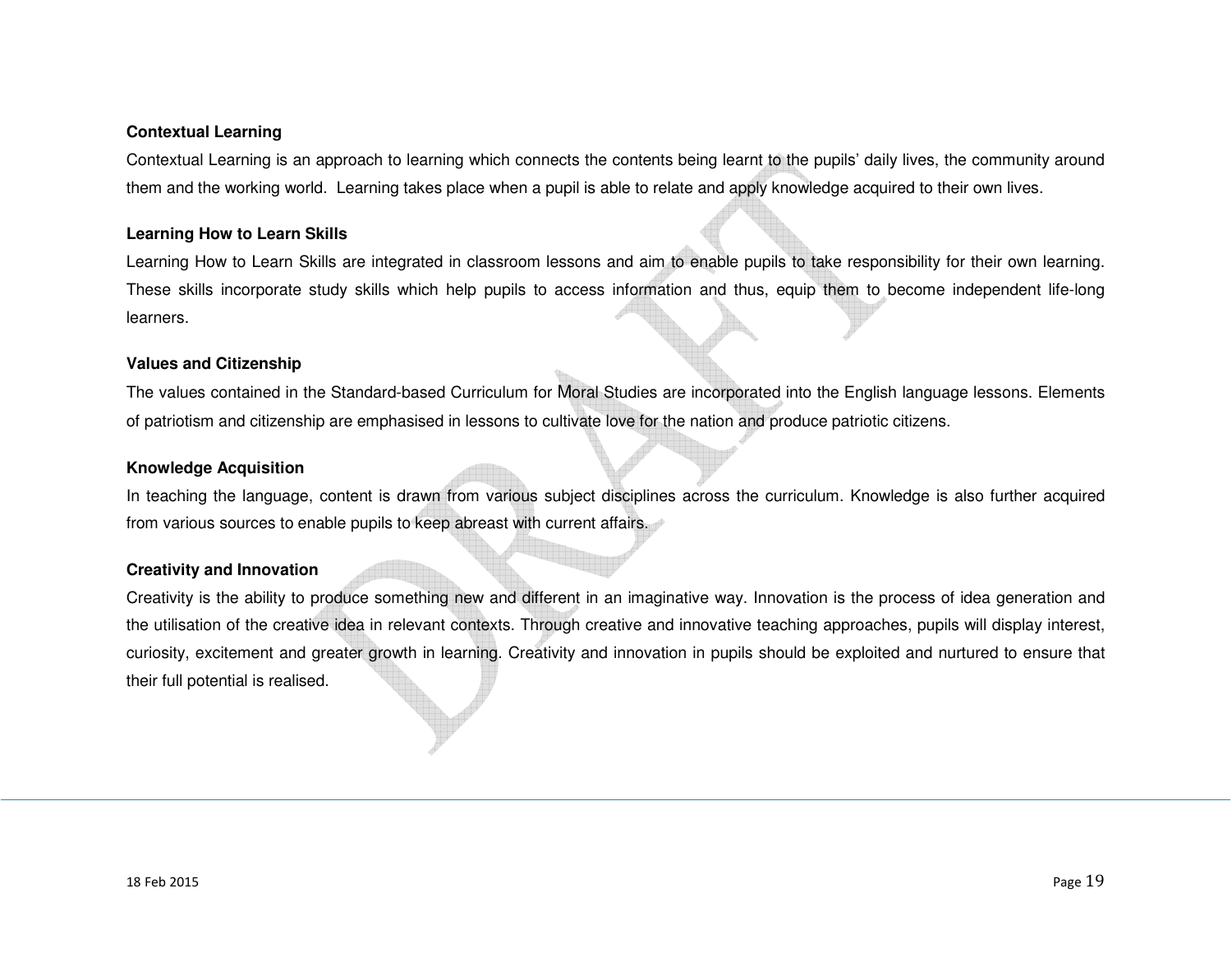**Contextual Learning**

Contextual Learning is an approach to learning which connects the contents being learnt to the pupils' daily lives, the community around them and the working world. Learning takes place when a pupil is able to relate and apply knowledge acquired to their own lives.

**Learning How to Learn Skills**

Learning How to Learn Skills are integrated in classroom lessons and aim to enable pupils to take responsibility for their own learning. These skills incorporate study skills which help pupils to access information and thus, equip them to become independent life-long learners.

**Values and Citizenship**

The values contained in the Standard-based Curriculum for Moral Studies are incorporated into the English language lessons. Elements of patriotism and citizenship are emphasised in lessons to cultivate love for the nation and produce patriotic citizens.

**Knowledge Acquisition**

In teaching the language, content is drawn from various subject disciplines across the curriculum. Knowledge is also further acquired from various sources to enable pupils to keep abreast with current affairs.

**Creativity and Innovation**

Creativity is the ability to produce something new and different in an imaginative way. Innovation is the process of idea generation and the utilisation of the creative idea in relevant contexts. Through creative and innovative teaching approaches, pupils will display interest, curiosity, excitement and greater growth in learning. Creativity and innovation in pupils should be exploited and nurtured to ensure that their full potential is realised.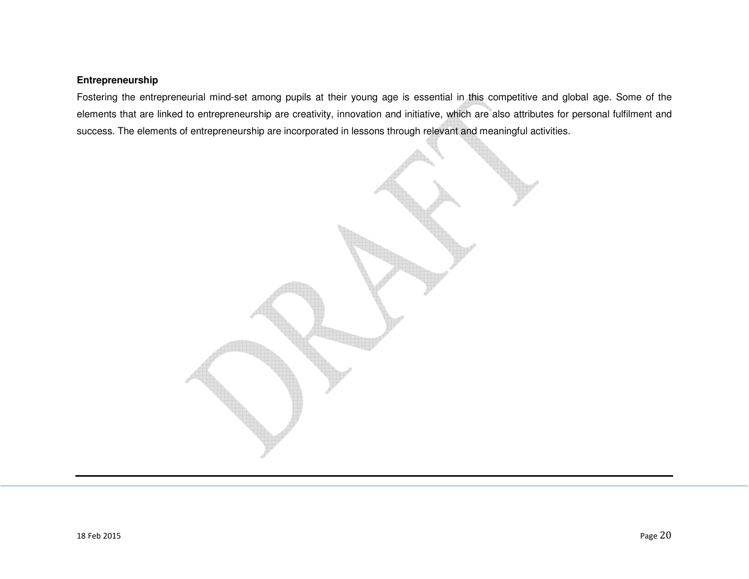**Entrepreneurship**

Fostering the entrepreneurial mind-set among pupils at their young age is essential in this competitive and global age. Some of the elements that are linked to entrepreneurship are creativity, innovation and initiative, which are also attributes for personal fulfilment and success. The elements of entrepreneurship are incorporated in lessons through relevant and meaningful activities.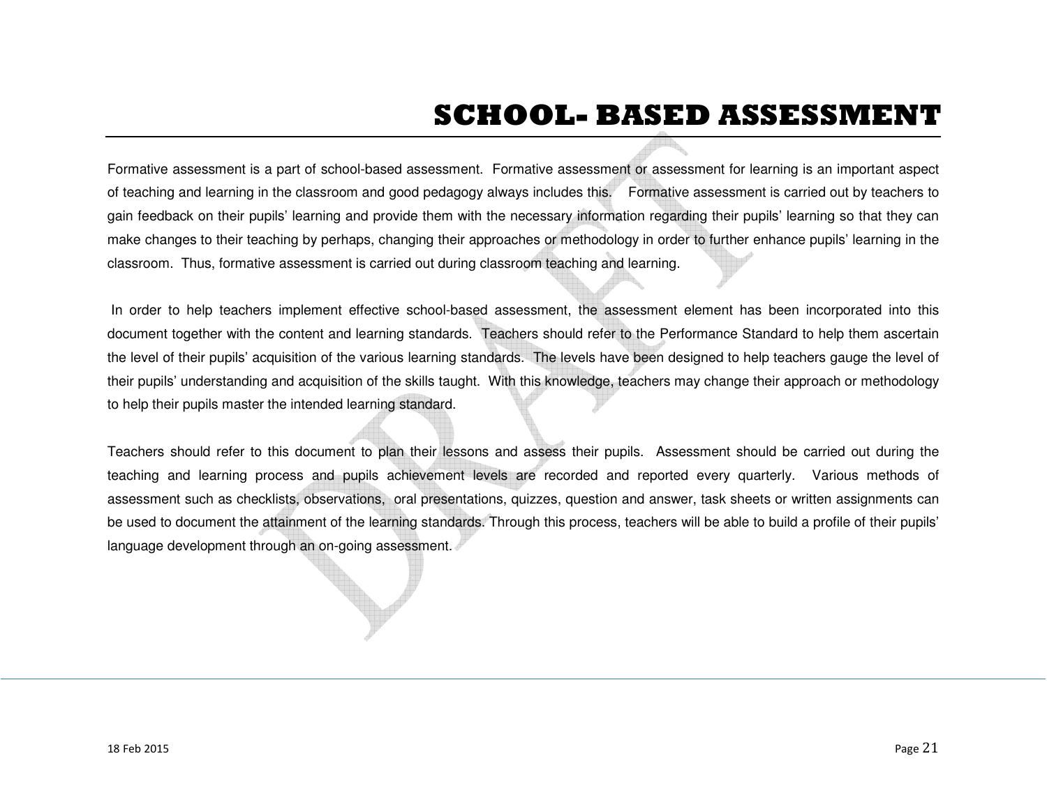# SCHOOL- BASED ASSESSMENT

Formative assessment is a part of school-based assessment. Formative assessment or assessment for learning is an important aspect of teaching and learning in the classroom and good pedagogy always includes this. Formative assessment is carried out by teachers to gain feedback on their pupils' learning and provide them with the necessary information regarding their pupils' learning so that they can make changes to their teaching by perhaps, changing their approaches or methodology in order to further enhance pupils' learning in the classroom. Thus, formative assessment is carried out during classroom teaching and learning.

In order to help teachers implement effective school-based assessment, the assessment element has been incorporated into this document together with the content and learning standards. Teachers should refer to the Performance Standard to help them ascertain the level of their pupils' acquisition of the various learning standards. The levels have been designed to help teachers gauge the level of their pupils' understanding and acquisition of the skills taught. With this knowledge, teachers may change their approach or methodology to help their pupils master the intended learning standard.

Teachers should refer to this document to plan their lessons and assess their pupils. Assessment should be carried out during the teaching and learning process and pupils achievement levels are recorded and reported every quarterly. Various methods of assessment such as checklists, observations, oral presentations, quizzes, question and answer, task sheets or written assignments can be used to document the attainment of the learning standards. Through this process, teachers will be able to build a profile of their pupils' language development through an on-going assessment.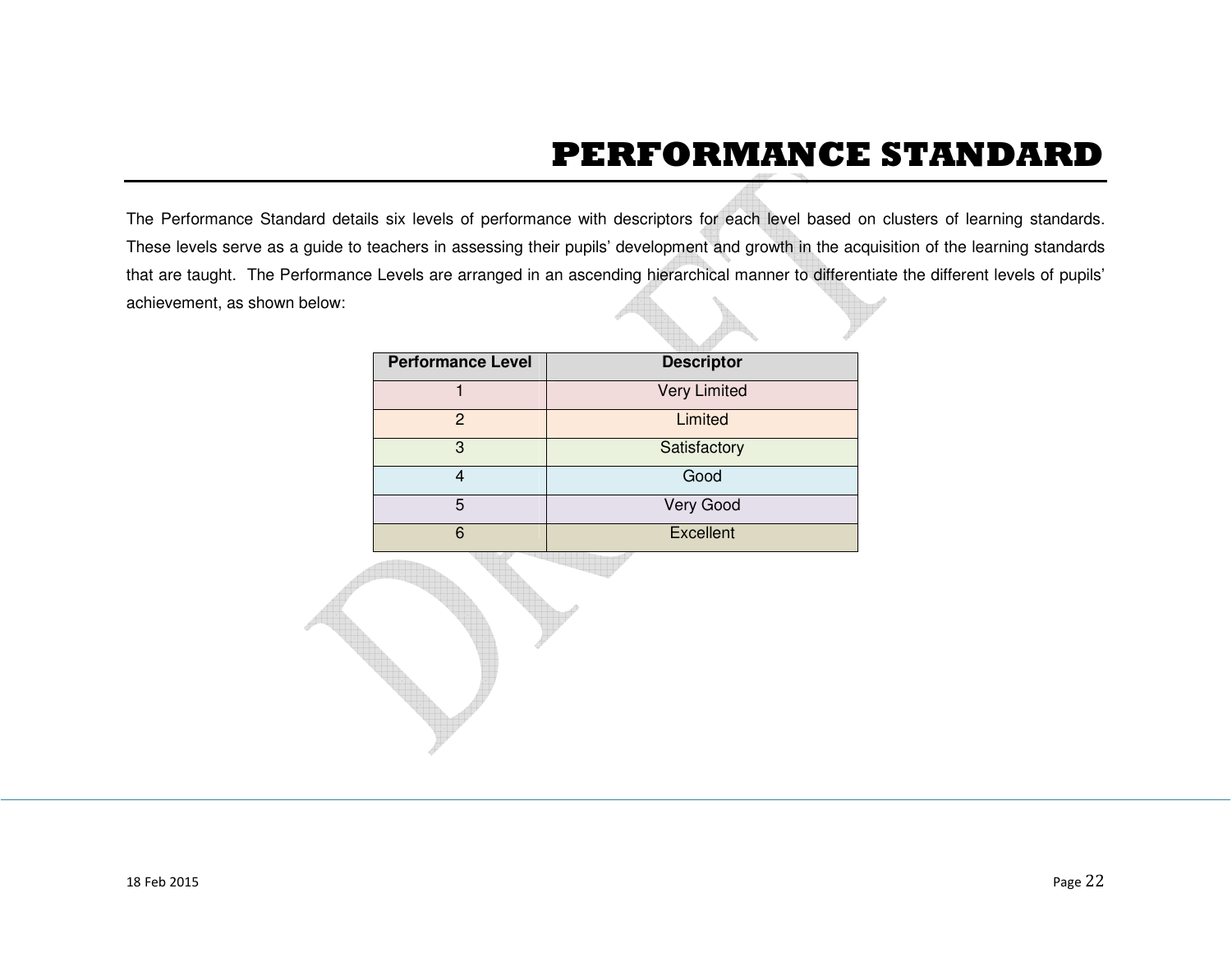# PERFORMANCE STANDARD

The Performance Standard details six levels of performance with descriptors for each level based on clusters of learning standards. These levels serve as a guide to teachers in assessing their pupils' development and growth in the acquisition of the learning standards that are taught. The Performance Levels are arranged in an ascending hierarchical manner to differentiate the different levels of pupils' achievement, as shown below:

| Performance Level | Descriptor |
|---|---|
| 1 | Very Limited |
| 2 | Limited |
| 3 | Satisfactory |
| 4 | Good |
| 5 | Very Good |
| 6 | Excellent |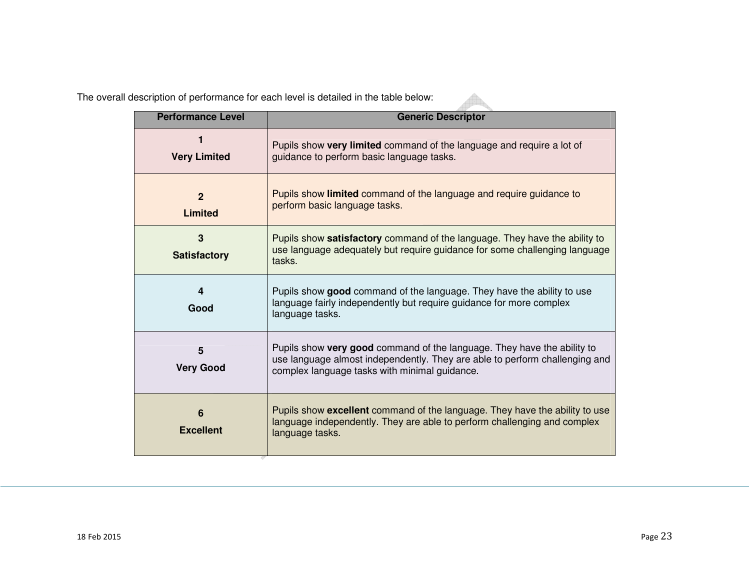The overall description of performance for each level is detailed in the table below:

| Performance Level | Generic Descriptor |
| --- | --- |
| **1** **Very Limited** | Pupils show **very limited** command of the language and require a lot of guidance to perform basic language tasks. |
| **2** **Limited** | Pupils show **limited** command of the language and require guidance to perform basic language tasks. |
| **3** **Satisfactory** | Pupils show **satisfactory** command of the language. They have the ability to use language adequately but require guidance for some challenging language tasks. |
| **4** **Good** | Pupils show **good** command of the language. They have the ability to use language fairly independently but require guidance for more complex language tasks. |
| **5** **Very Good** | Pupils show **very good** command of the language. They have the ability to use language almost independently. They are able to perform challenging and complex language tasks with minimal guidance. |
| **6** **Excellent** | Pupils show **excellent** command of the language. They have the ability to use language independently. They are able to perform challenging and complex language tasks. |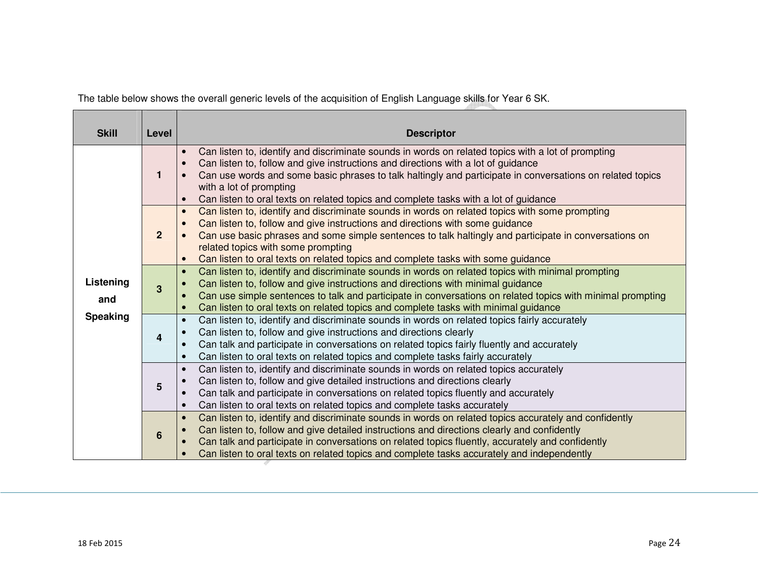The table below shows the overall generic levels of the acquisition of English Language skills for Year 6 SK.

| Skill | Level | Descriptor |
|---|---|---|
| Listening and Speaking | 1 | • Can listen to, identify and discriminate sounds in words on related topics with a lot of prompting<br>• Can listen to, follow and give instructions and directions with a lot of guidance<br>• Can use words and some basic phrases to talk haltingly and participate in conversations on related topics with a lot of prompting<br>• Can listen to oral texts on related topics and complete tasks with a lot of guidance |
| | 2 | • Can listen to, identify and discriminate sounds in words on related topics with some prompting<br>• Can listen to, follow and give instructions and directions with some guidance<br>• Can use basic phrases and some simple sentences to talk haltingly and participate in conversations on related topics with some prompting<br>• Can listen to oral texts on related topics and complete tasks with some guidance |
| | 3 | • Can listen to, identify and discriminate sounds in words on related topics with minimal prompting<br>• Can listen to, follow and give instructions and directions with minimal guidance<br>• Can use simple sentences to talk and participate in conversations on related topics with minimal prompting<br>• Can listen to oral texts on related topics and complete tasks with minimal guidance |
| | 4 | • Can listen to, identify and discriminate sounds in words on related topics fairly accurately<br>• Can listen to, follow and give instructions and directions clearly<br>• Can talk and participate in conversations on related topics fairly fluently and accurately<br>• Can listen to oral texts on related topics and complete tasks fairly accurately |
| | 5 | • Can listen to, identify and discriminate sounds in words on related topics accurately<br>• Can listen to, follow and give detailed instructions and directions clearly<br>• Can talk and participate in conversations on related topics fluently and accurately<br>• Can listen to oral texts on related topics and complete tasks accurately |
| | 6 | • Can listen to, identify and discriminate sounds in words on related topics accurately and confidently<br>• Can listen to, follow and give detailed instructions and directions clearly and confidently<br>• Can talk and participate in conversations on related topics fluently, accurately and confidently<br>• Can listen to oral texts on related topics and complete tasks accurately and independently |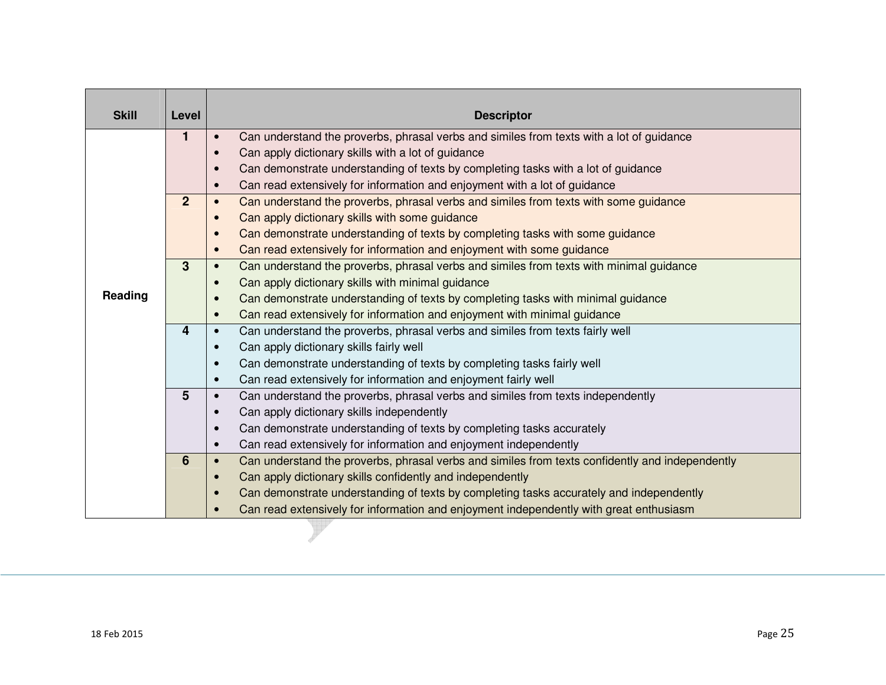| Skill | Level | Descriptor |
|---|---|---|
| Reading | 1 | • Can understand the proverbs, phrasal verbs and similes from texts with a lot of guidance<br>• Can apply dictionary skills with a lot of guidance<br>• Can demonstrate understanding of texts by completing tasks with a lot of guidance<br>• Can read extensively for information and enjoyment with a lot of guidance |
| | 2 | • Can understand the proverbs, phrasal verbs and similes from texts with some guidance<br>• Can apply dictionary skills with some guidance<br>• Can demonstrate understanding of texts by completing tasks with some guidance<br>• Can read extensively for information and enjoyment with some guidance |
| | 3 | • Can understand the proverbs, phrasal verbs and similes from texts with minimal guidance<br>• Can apply dictionary skills with minimal guidance<br>• Can demonstrate understanding of texts by completing tasks with minimal guidance<br>• Can read extensively for information and enjoyment with minimal guidance |
| | 4 | • Can understand the proverbs, phrasal verbs and similes from texts fairly well<br>• Can apply dictionary skills fairly well<br>• Can demonstrate understanding of texts by completing tasks fairly well<br>• Can read extensively for information and enjoyment fairly well |
| | 5 | • Can understand the proverbs, phrasal verbs and similes from texts independently<br>• Can apply dictionary skills independently<br>• Can demonstrate understanding of texts by completing tasks accurately<br>• Can read extensively for information and enjoyment independently |
| | 6 | • Can understand the proverbs, phrasal verbs and similes from texts confidently and independently<br>• Can apply dictionary skills confidently and independently<br>• Can demonstrate understanding of texts by completing tasks accurately and independently<br>• Can read extensively for information and enjoyment independently with great enthusiasm |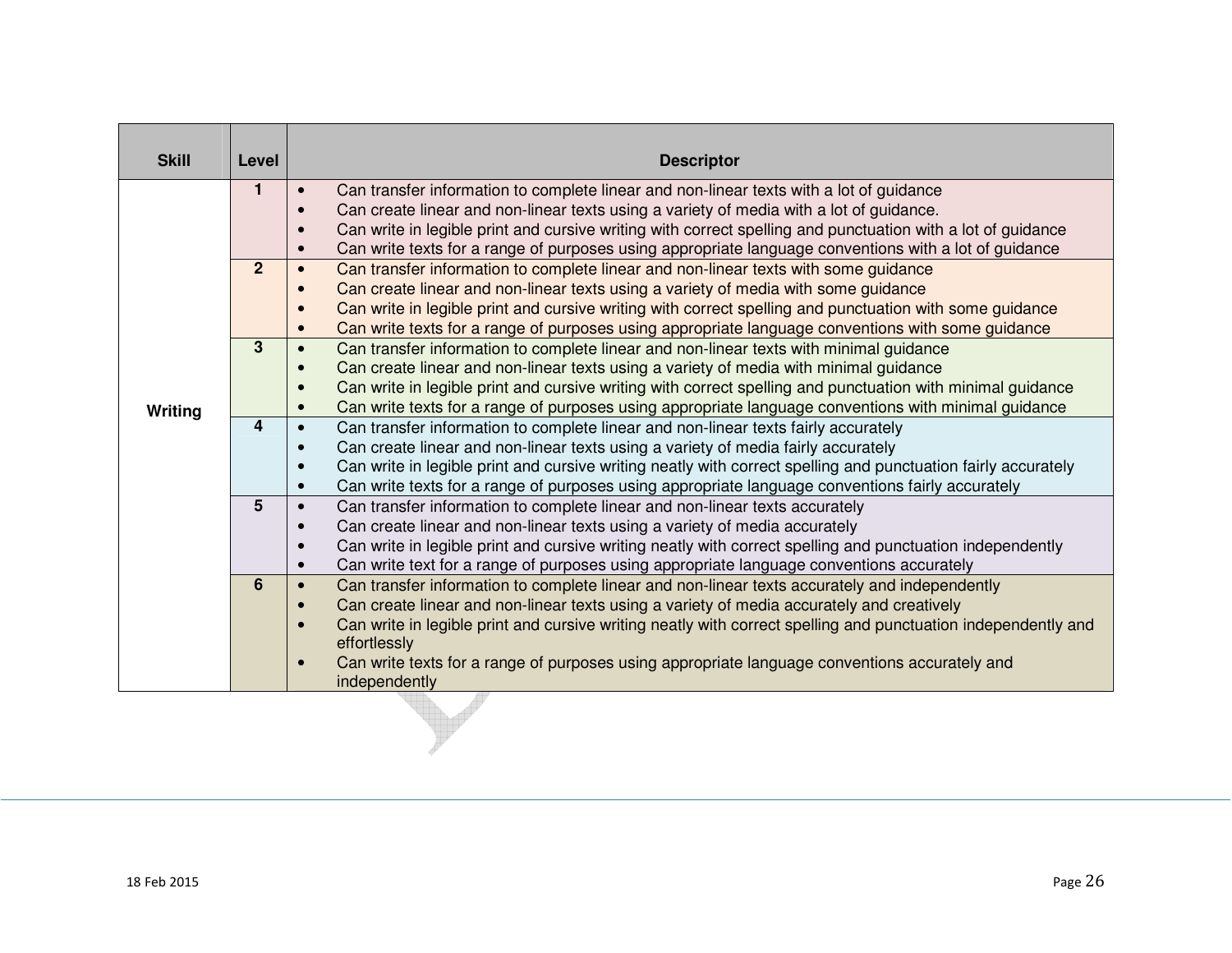| Skill | Level | Descriptor |
|---|---|---|
| Writing | 1 | • Can transfer information to complete linear and non-linear texts with a lot of guidance<br>• Can create linear and non-linear texts using a variety of media with a lot of guidance.<br>• Can write in legible print and cursive writing with correct spelling and punctuation with a lot of guidance<br>• Can write texts for a range of purposes using appropriate language conventions with a lot of guidance |
| | 2 | • Can transfer information to complete linear and non-linear texts with some guidance<br>• Can create linear and non-linear texts using a variety of media with some guidance<br>• Can write in legible print and cursive writing with correct spelling and punctuation with some guidance<br>• Can write texts for a range of purposes using appropriate language conventions with some guidance |
| | 3 | • Can transfer information to complete linear and non-linear texts with minimal guidance<br>• Can create linear and non-linear texts using a variety of media with minimal guidance<br>• Can write in legible print and cursive writing with correct spelling and punctuation with minimal guidance<br>• Can write texts for a range of purposes using appropriate language conventions with minimal guidance |
| | 4 | • Can transfer information to complete linear and non-linear texts fairly accurately<br>• Can create linear and non-linear texts using a variety of media fairly accurately<br>• Can write in legible print and cursive writing neatly with correct spelling and punctuation fairly accurately<br>• Can write texts for a range of purposes using appropriate language conventions fairly accurately |
| | 5 | • Can transfer information to complete linear and non-linear texts accurately<br>• Can create linear and non-linear texts using a variety of media accurately<br>• Can write in legible print and cursive writing neatly with correct spelling and punctuation independently<br>• Can write text for a range of purposes using appropriate language conventions accurately |
| | 6 | • Can transfer information to complete linear and non-linear texts accurately and independently<br>• Can create linear and non-linear texts using a variety of media accurately and creatively<br>• Can write in legible print and cursive writing neatly with correct spelling and punctuation independently and effortlessly<br>• Can write texts for a range of purposes using appropriate language conventions accurately and independently |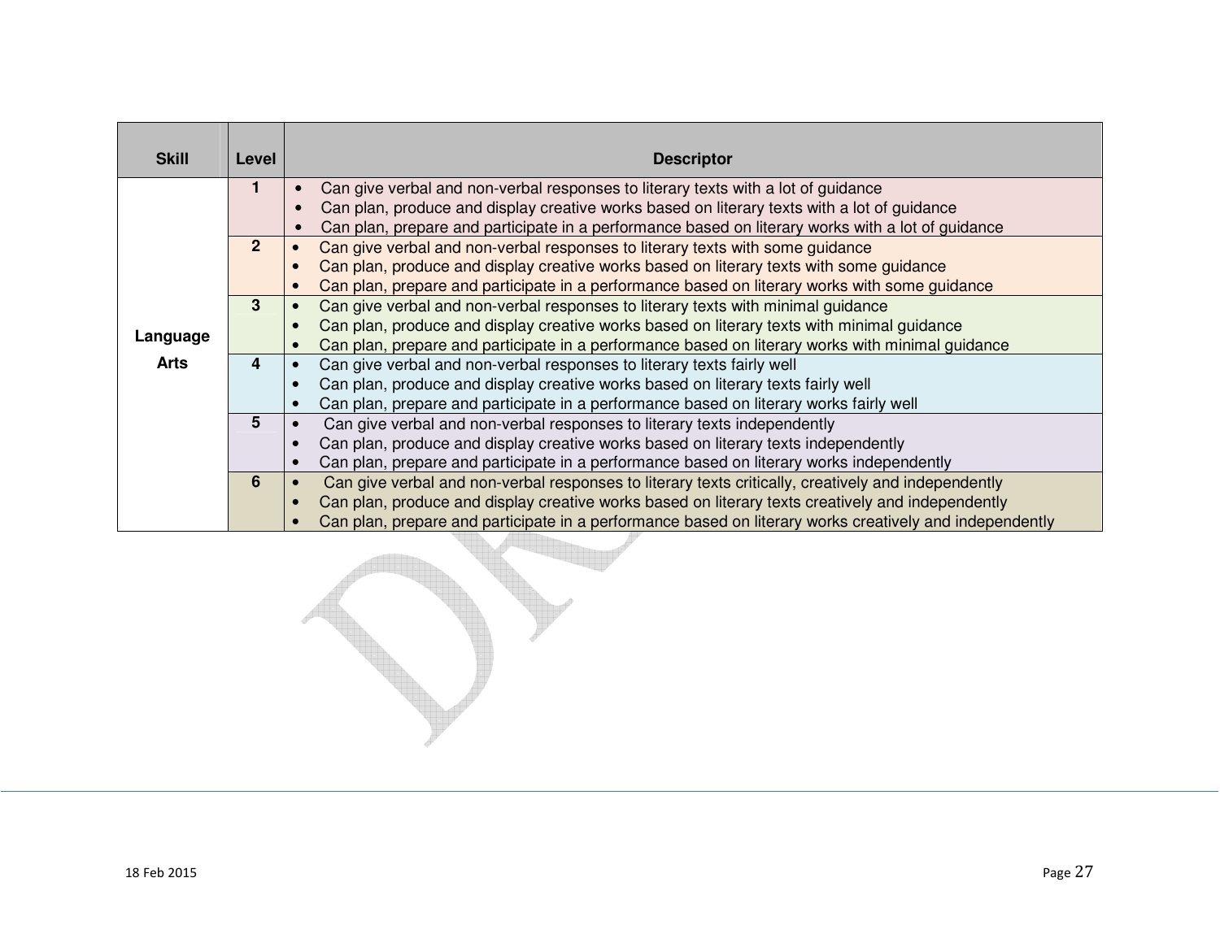| Skill | Level | Descriptor |
|---|---|---|
| Language Arts | 1 | • Can give verbal and non-verbal responses to literary texts with a lot of guidance<br>• Can plan, produce and display creative works based on literary texts with a lot of guidance<br>• Can plan, prepare and participate in a performance based on literary works with a lot of guidance |
| | 2 | • Can give verbal and non-verbal responses to literary texts with some guidance<br>• Can plan, produce and display creative works based on literary texts with some guidance<br>• Can plan, prepare and participate in a performance based on literary works with some guidance |
| | 3 | • Can give verbal and non-verbal responses to literary texts with minimal guidance<br>• Can plan, produce and display creative works based on literary texts with minimal guidance<br>• Can plan, prepare and participate in a performance based on literary works with minimal guidance |
| | 4 | • Can give verbal and non-verbal responses to literary texts fairly well<br>• Can plan, produce and display creative works based on literary texts fairly well<br>• Can plan, prepare and participate in a performance based on literary works fairly well |
| | 5 | • Can give verbal and non-verbal responses to literary texts independently<br>• Can plan, produce and display creative works based on literary texts independently<br>• Can plan, prepare and participate in a performance based on literary works independently |
| | 6 | • Can give verbal and non-verbal responses to literary texts critically, creatively and independently<br>• Can plan, produce and display creative works based on literary texts creatively and independently<br>• Can plan, prepare and participate in a performance based on literary works creatively and independently |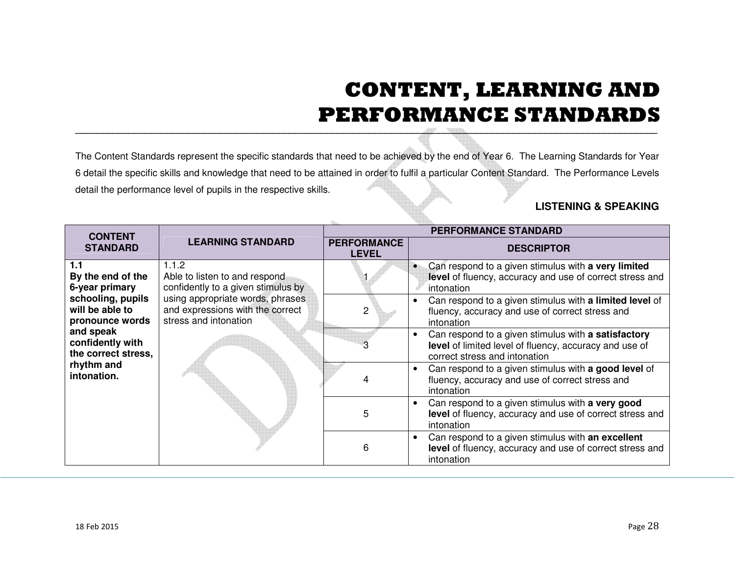# CONTENT, LEARNING AND PERFORMANCE STANDARDS

The Content Standards represent the specific standards that need to be achieved by the end of Year 6. The Learning Standards for Year 6 detail the specific skills and knowledge that need to be attained in order to fulfil a particular Content Standard. The Performance Levels detail the performance level of pupils in the respective skills.

**LISTENING & SPEAKING**

| CONTENT STANDARD | LEARNING STANDARD | PERFORMANCE STANDARD | |
|---|---|---|---|
| | | **PERFORMANCE LEVEL** | **DESCRIPTOR** |
| **1.1 By the end of the 6-year primary schooling, pupils will be able to pronounce words and speak confidently with the correct stress, rhythm and intonation.** | 1.1.2 Able to listen to and respond confidently to a given stimulus by using appropriate words, phrases and expressions with the correct stress and intonation | 1 | • Can respond to a given stimulus with **a very limited level** of fluency, accuracy and use of correct stress and intonation |
| | | 2 | • Can respond to a given stimulus with **a limited level** of fluency, accuracy and use of correct stress and intonation |
| | | 3 | • Can respond to a given stimulus with **a satisfactory level** of limited level of fluency, accuracy and use of correct stress and intonation |
| | | 4 | • Can respond to a given stimulus with **a good level** of fluency, accuracy and use of correct stress and intonation |
| | | 5 | • Can respond to a given stimulus with **a very good level** of fluency, accuracy and use of correct stress and intonation |
| | | 6 | • Can respond to a given stimulus with **an excellent level** of fluency, accuracy and use of correct stress and intonation |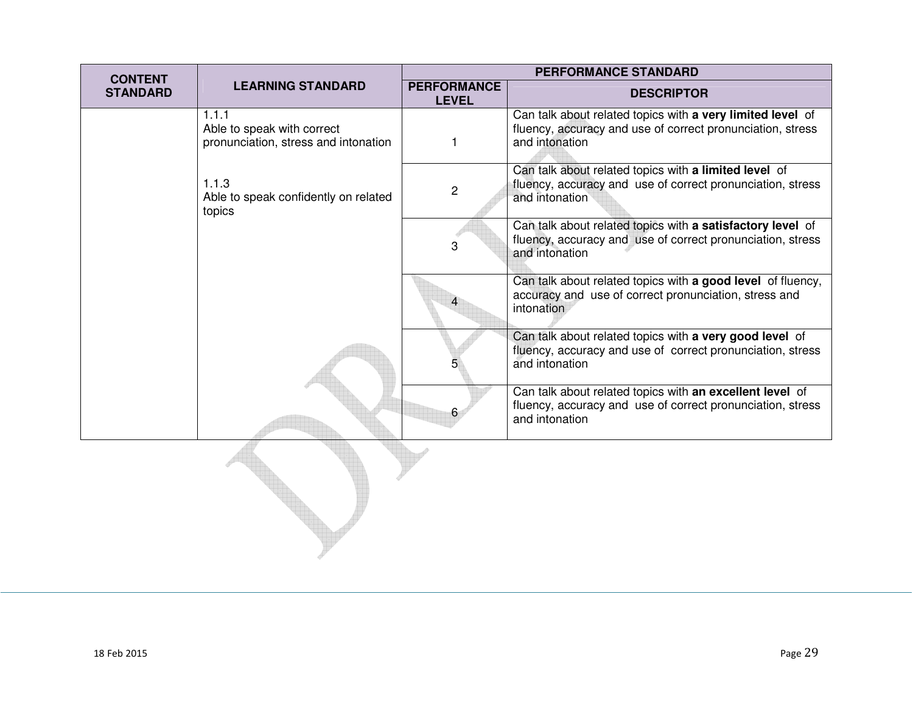| CONTENT STANDARD | LEARNING STANDARD | PERFORMANCE STANDARD | |
|---|---|---|---|
| | | PERFORMANCE LEVEL | DESCRIPTOR |
| | 1.1.1<br>Able to speak with correct pronunciation, stress and intonation<br><br>1.1.3<br>Able to speak confidently on related topics | 1 | Can talk about related topics with **a very limited level** of fluency, accuracy and use of correct pronunciation, stress and intonation |
| | | 2 | Can talk about related topics with **a limited level** of fluency, accuracy and use of correct pronunciation, stress and intonation |
| | | 3 | Can talk about related topics with **a satisfactory level** of fluency, accuracy and use of correct pronunciation, stress and intonation |
| | | 4 | Can talk about related topics with **a good level** of fluency, accuracy and use of correct pronunciation, stress and intonation |
| | | 5 | Can talk about related topics with **a very good level** of fluency, accuracy and use of correct pronunciation, stress and intonation |
| | | 6 | Can talk about related topics with **an excellent level** of fluency, accuracy and use of correct pronunciation, stress and intonation |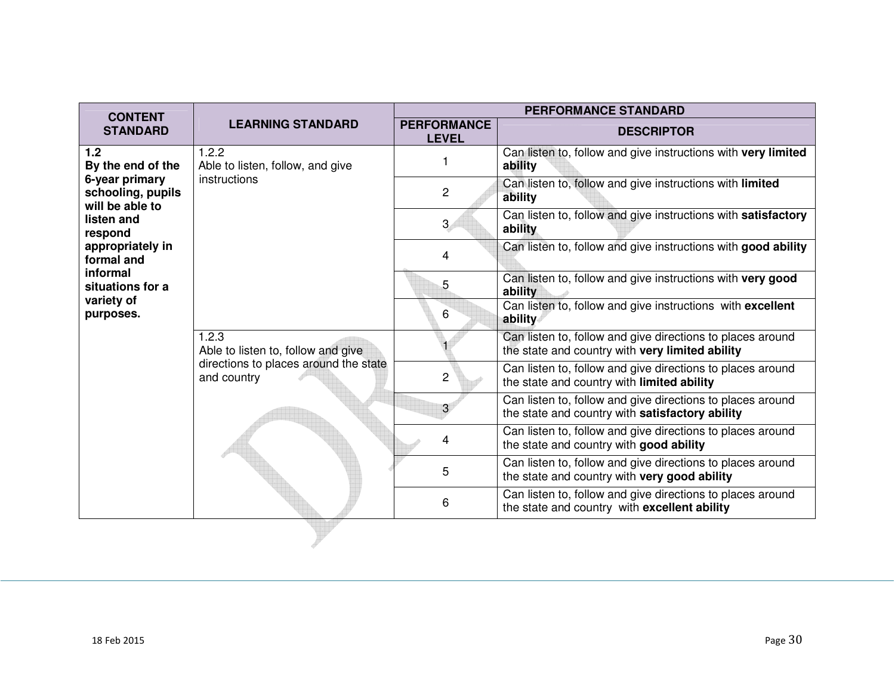| CONTENT STANDARD | LEARNING STANDARD | PERFORMANCE STANDARD | |
|---|---|---|---|
| | | PERFORMANCE LEVEL | DESCRIPTOR |
| **1.2 By the end of the 6-year primary schooling, pupils will be able to listen and respond appropriately in formal and informal situations for a variety of purposes.** | 1.2.2 Able to listen, follow, and give instructions | 1 | Can listen to, follow and give instructions with **very limited ability** |
| | | 2 | Can listen to, follow and give instructions with **limited ability** |
| | | 3 | Can listen to, follow and give instructions with **satisfactory ability** |
| | | 4 | Can listen to, follow and give instructions with **good ability** |
| | | 5 | Can listen to, follow and give instructions with **very good ability** |
| | | 6 | Can listen to, follow and give instructions with **excellent ability** |
| | 1.2.3 Able to listen to, follow and give directions to places around the state and country | 1 | Can listen to, follow and give directions to places around the state and country with **very limited ability** |
| | | 2 | Can listen to, follow and give directions to places around the state and country with **limited ability** |
| | | 3 | Can listen to, follow and give directions to places around the state and country with **satisfactory ability** |
| | | 4 | Can listen to, follow and give directions to places around the state and country with **good ability** |
| | | 5 | Can listen to, follow and give directions to places around the state and country with **very good ability** |
| | | 6 | Can listen to, follow and give directions to places around the state and country with **excellent ability** |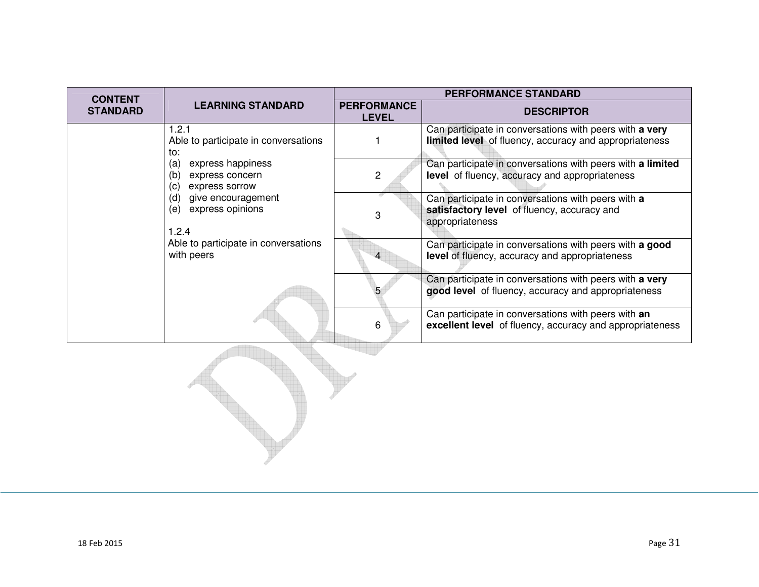| CONTENT STANDARD | LEARNING STANDARD | PERFORMANCE STANDARD | |
|---|---|---|---|
| | | PERFORMANCE LEVEL | DESCRIPTOR |
| | 1.2.1<br>Able to participate in conversations to:<br>(a) express happiness<br>(b) express concern<br>(c) express sorrow<br>(d) give encouragement<br>(e) express opinions<br><br>1.2.4<br>Able to participate in conversations with peers | 1 | Can participate in conversations with peers with **a very limited level** of fluency, accuracy and appropriateness |
| | | 2 | Can participate in conversations with peers with **a limited level** of fluency, accuracy and appropriateness |
| | | 3 | Can participate in conversations with peers with **a satisfactory level** of fluency, accuracy and appropriateness |
| | | 4 | Can participate in conversations with peers with **a good level** of fluency, accuracy and appropriateness |
| | | 5 | Can participate in conversations with peers with **a very good level** of fluency, accuracy and appropriateness |
| | | 6 | Can participate in conversations with peers with **an excellent level** of fluency, accuracy and appropriateness |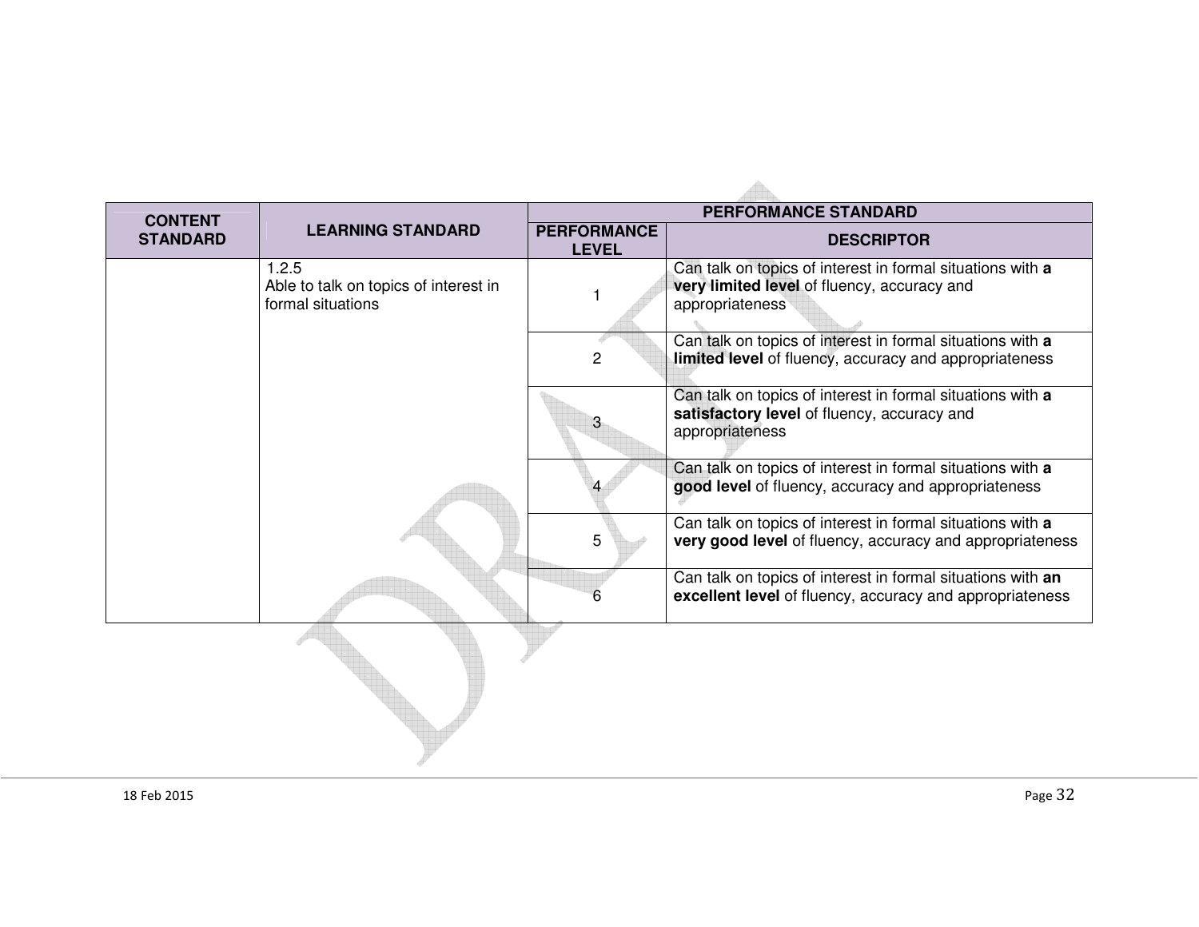| CONTENT STANDARD | LEARNING STANDARD | PERFORMANCE STANDARD | |
|---|---|---|---|
| | | **PERFORMANCE LEVEL** | **DESCRIPTOR** |
| | 1.2.5<br>Able to talk on topics of interest in formal situations | 1 | Can talk on topics of interest in formal situations with **a very limited level** of fluency, accuracy and appropriateness |
| | | 2 | Can talk on topics of interest in formal situations with **a limited level** of fluency, accuracy and appropriateness |
| | | 3 | Can talk on topics of interest in formal situations with **a satisfactory level** of fluency, accuracy and appropriateness |
| | | 4 | Can talk on topics of interest in formal situations with **a good level** of fluency, accuracy and appropriateness |
| | | 5 | Can talk on topics of interest in formal situations with **a very good level** of fluency, accuracy and appropriateness |
| | | 6 | Can talk on topics of interest in formal situations with **an excellent level** of fluency, accuracy and appropriateness |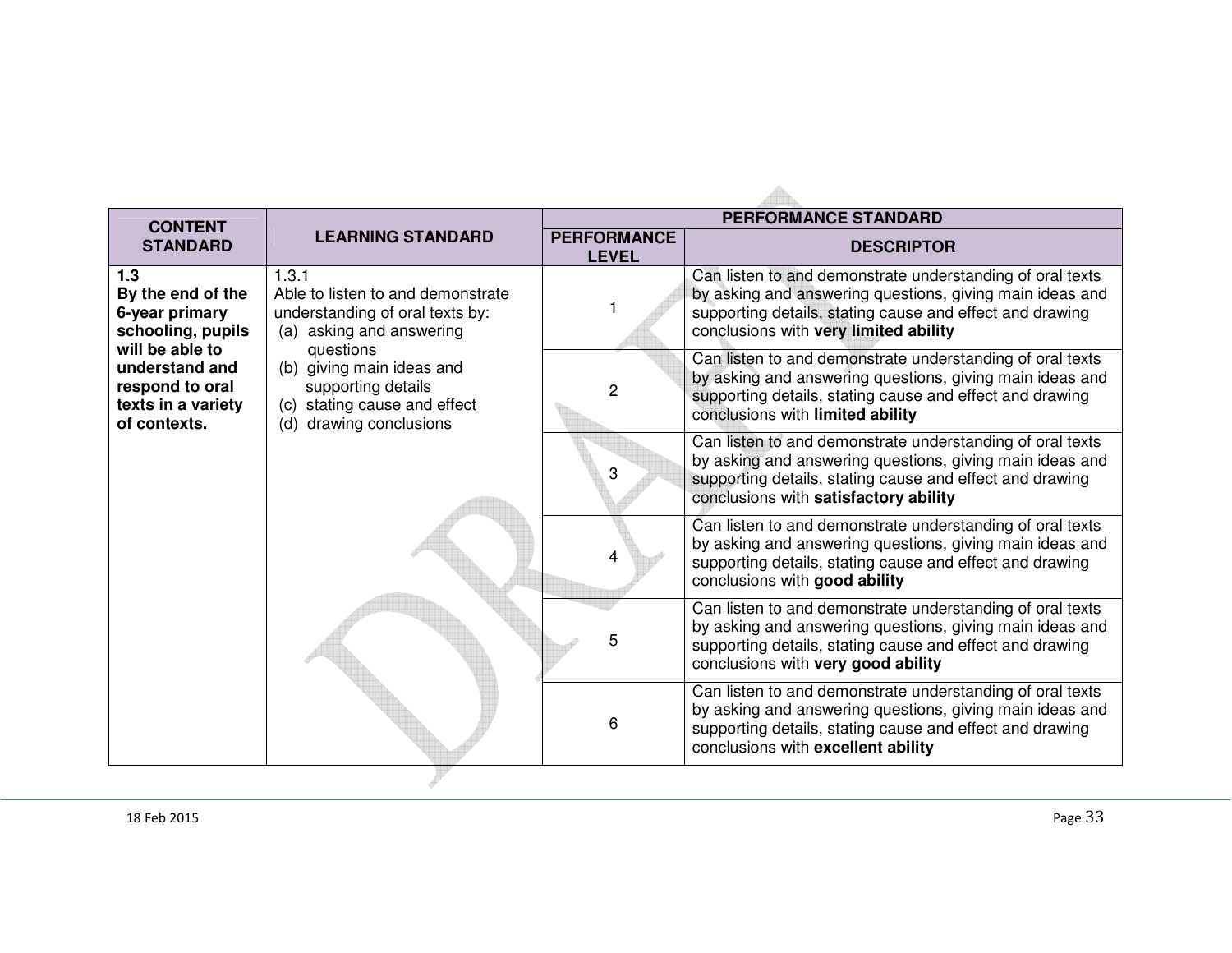| CONTENT STANDARD | LEARNING STANDARD | PERFORMANCE STANDARD | |
|---|---|---|---|
| | | PERFORMANCE LEVEL | DESCRIPTOR |
| **1.3**<br>**By the end of the 6-year primary schooling, pupils will be able to understand and respond to oral texts in a variety of contexts.** | 1.3.1<br>Able to listen to and demonstrate understanding of oral texts by:<br>(a) asking and answering questions<br>(b) giving main ideas and supporting details<br>(c) stating cause and effect<br>(d) drawing conclusions | 1 | Can listen to and demonstrate understanding of oral texts by asking and answering questions, giving main ideas and supporting details, stating cause and effect and drawing conclusions with **very limited ability** |
| | | 2 | Can listen to and demonstrate understanding of oral texts by asking and answering questions, giving main ideas and supporting details, stating cause and effect and drawing conclusions with **limited ability** |
| | | 3 | Can listen to and demonstrate understanding of oral texts by asking and answering questions, giving main ideas and supporting details, stating cause and effect and drawing conclusions with **satisfactory ability** |
| | | 4 | Can listen to and demonstrate understanding of oral texts by asking and answering questions, giving main ideas and supporting details, stating cause and effect and drawing conclusions with **good ability** |
| | | 5 | Can listen to and demonstrate understanding of oral texts by asking and answering questions, giving main ideas and supporting details, stating cause and effect and drawing conclusions with **very good ability** |
| | | 6 | Can listen to and demonstrate understanding of oral texts by asking and answering questions, giving main ideas and supporting details, stating cause and effect and drawing conclusions with **excellent ability** |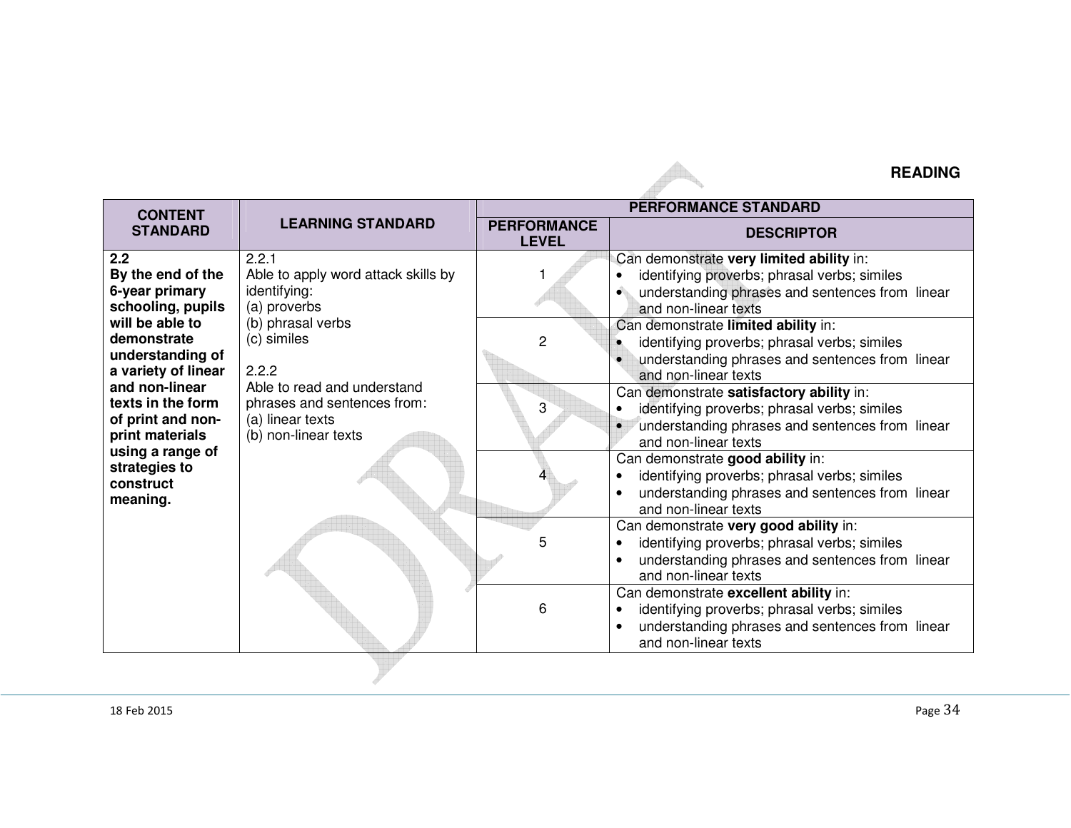## READING

| CONTENT STANDARD | LEARNING STANDARD | PERFORMANCE STANDARD | |
|---|---|---|---|
| | | PERFORMANCE LEVEL | DESCRIPTOR |
| **2.2**<br>**By the end of the 6-year primary schooling, pupils will be able to demonstrate understanding of a variety of linear and non-linear texts in the form of print and non-print materials using a range of strategies to construct meaning.** | 2.2.1<br>Able to apply word attack skills by identifying:<br>(a) proverbs<br>(b) phrasal verbs<br>(c) similes<br><br>2.2.2<br>Able to read and understand phrases and sentences from:<br>(a) linear texts<br>(b) non-linear texts | 1 | Can demonstrate **very limited ability** in:<br>• identifying proverbs; phrasal verbs; similes<br>• understanding phrases and sentences from linear and non-linear texts |
| | | 2 | Can demonstrate **limited ability** in:<br>• identifying proverbs; phrasal verbs; similes<br>• understanding phrases and sentences from linear and non-linear texts |
| | | 3 | Can demonstrate **satisfactory ability** in:<br>• identifying proverbs; phrasal verbs; similes<br>• understanding phrases and sentences from linear and non-linear texts |
| | | 4 | Can demonstrate **good ability** in:<br>• identifying proverbs; phrasal verbs; similes<br>• understanding phrases and sentences from linear and non-linear texts |
| | | 5 | Can demonstrate **very good ability** in:<br>• identifying proverbs; phrasal verbs; similes<br>• understanding phrases and sentences from linear and non-linear texts |
| | | 6 | Can demonstrate **excellent ability** in:<br>• identifying proverbs; phrasal verbs; similes<br>• understanding phrases and sentences from linear and non-linear texts |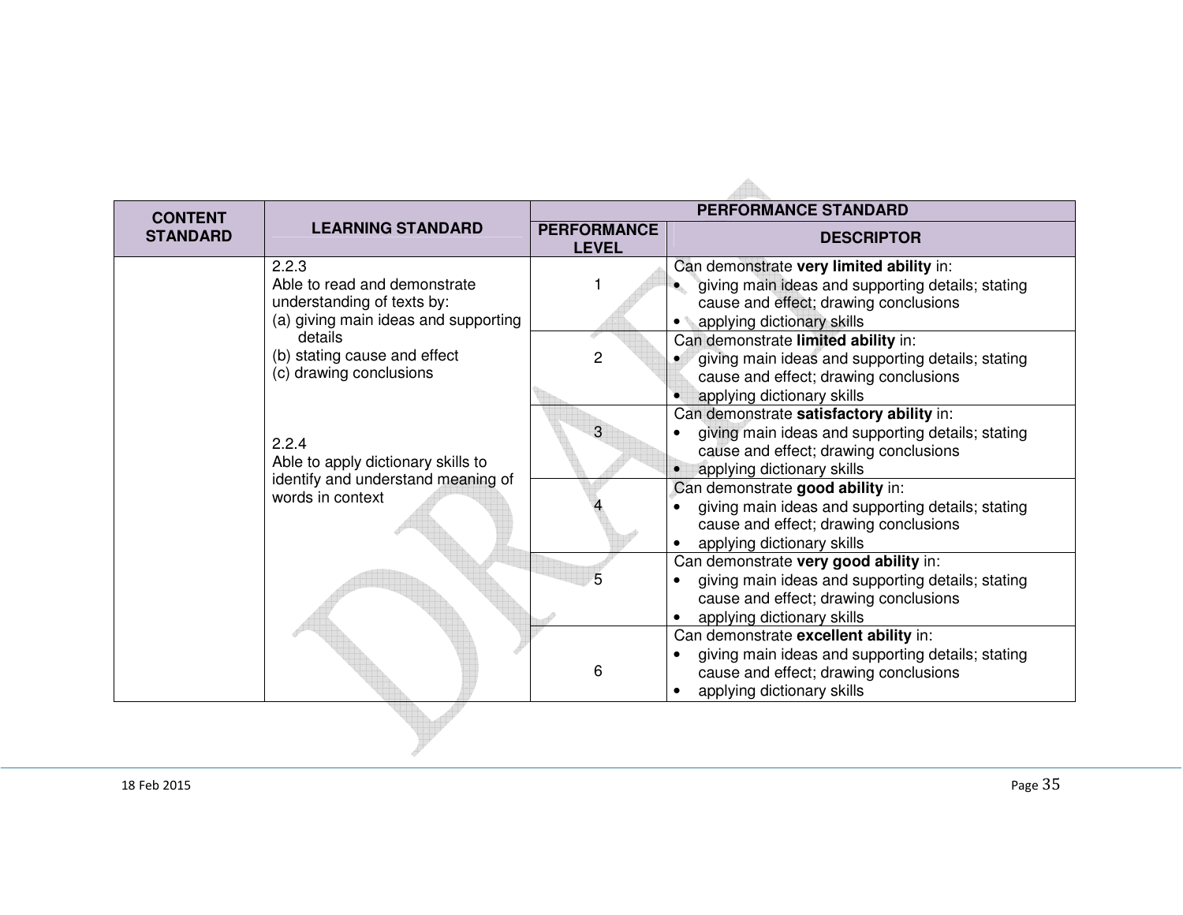| CONTENT STANDARD | LEARNING STANDARD | PERFORMANCE STANDARD | |
|---|---|---|---|
| | | PERFORMANCE LEVEL | DESCRIPTOR |
| | 2.2.3<br>Able to read and demonstrate understanding of texts by:<br>(a) giving main ideas and supporting details<br>(b) stating cause and effect<br>(c) drawing conclusions<br><br>2.2.4<br>Able to apply dictionary skills to identify and understand meaning of words in context | 1 | Can demonstrate **very limited ability** in:<br>• giving main ideas and supporting details; stating cause and effect; drawing conclusions<br>• applying dictionary skills |
| | | 2 | Can demonstrate **limited ability** in:<br>• giving main ideas and supporting details; stating cause and effect; drawing conclusions<br>• applying dictionary skills |
| | | 3 | Can demonstrate **satisfactory ability** in:<br>• giving main ideas and supporting details; stating cause and effect; drawing conclusions<br>• applying dictionary skills |
| | | 4 | Can demonstrate **good ability** in:<br>• giving main ideas and supporting details; stating cause and effect; drawing conclusions<br>• applying dictionary skills |
| | | 5 | Can demonstrate **very good ability** in:<br>• giving main ideas and supporting details; stating cause and effect; drawing conclusions<br>• applying dictionary skills |
| | | 6 | Can demonstrate **excellent ability** in:<br>• giving main ideas and supporting details; stating cause and effect; drawing conclusions<br>• applying dictionary skills |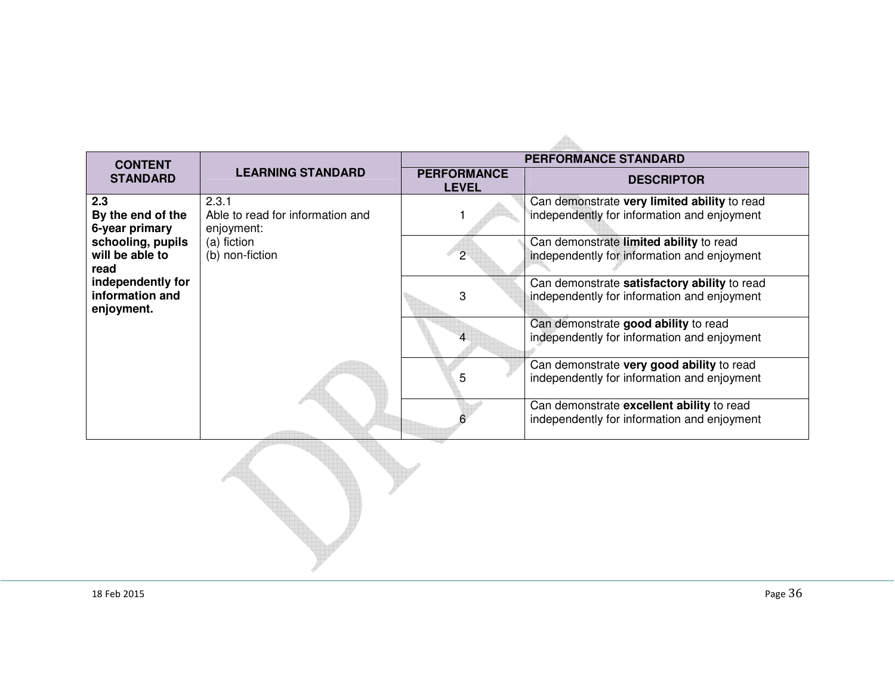| CONTENT STANDARD | LEARNING STANDARD | PERFORMANCE STANDARD | |
|---|---|---|---|
| | | PERFORMANCE LEVEL | DESCRIPTOR |
| **2.3 By the end of the 6-year primary schooling, pupils will be able to read independently for information and enjoyment.** | 2.3.1 Able to read for information and enjoyment: (a) fiction (b) non-fiction | 1 | Can demonstrate **very limited ability** to read independently for information and enjoyment |
| | | 2 | Can demonstrate **limited ability** to read independently for information and enjoyment |
| | | 3 | Can demonstrate **satisfactory ability** to read independently for information and enjoyment |
| | | 4 | Can demonstrate **good ability** to read independently for information and enjoyment |
| | | 5 | Can demonstrate **very good ability** to read independently for information and enjoyment |
| | | 6 | Can demonstrate **excellent ability** to read independently for information and enjoyment |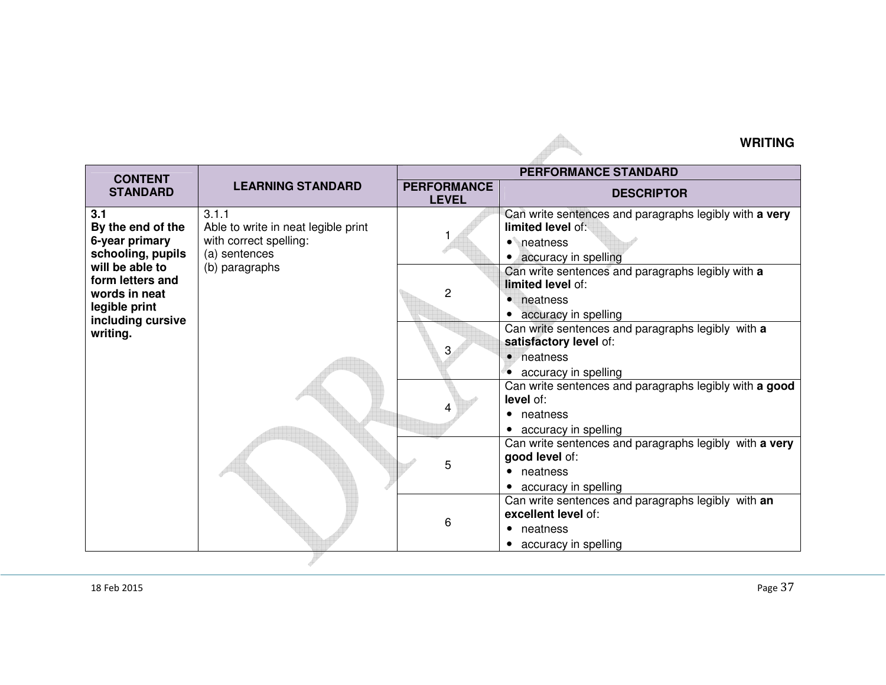## WRITING

| CONTENT STANDARD | LEARNING STANDARD | PERFORMANCE STANDARD | |
|---|---|---|---|
| | | **PERFORMANCE LEVEL** | **DESCRIPTOR** |
| **3.1 By the end of the 6-year primary schooling, pupils will be able to form letters and words in neat legible print including cursive writing.** | 3.1.1 Able to write in neat legible print with correct spelling: (a) sentences (b) paragraphs | 1 | Can write sentences and paragraphs legibly with **a very limited level** of: • neatness • accuracy in spelling |
| | | 2 | Can write sentences and paragraphs legibly with **a limited level** of: • neatness • accuracy in spelling |
| | | 3 | Can write sentences and paragraphs legibly with **a satisfactory level** of: • neatness • accuracy in spelling |
| | | 4 | Can write sentences and paragraphs legibly with **a good level** of: • neatness • accuracy in spelling |
| | | 5 | Can write sentences and paragraphs legibly with **a very good level** of: • neatness • accuracy in spelling |
| | | 6 | Can write sentences and paragraphs legibly with **an excellent level** of: • neatness • accuracy in spelling |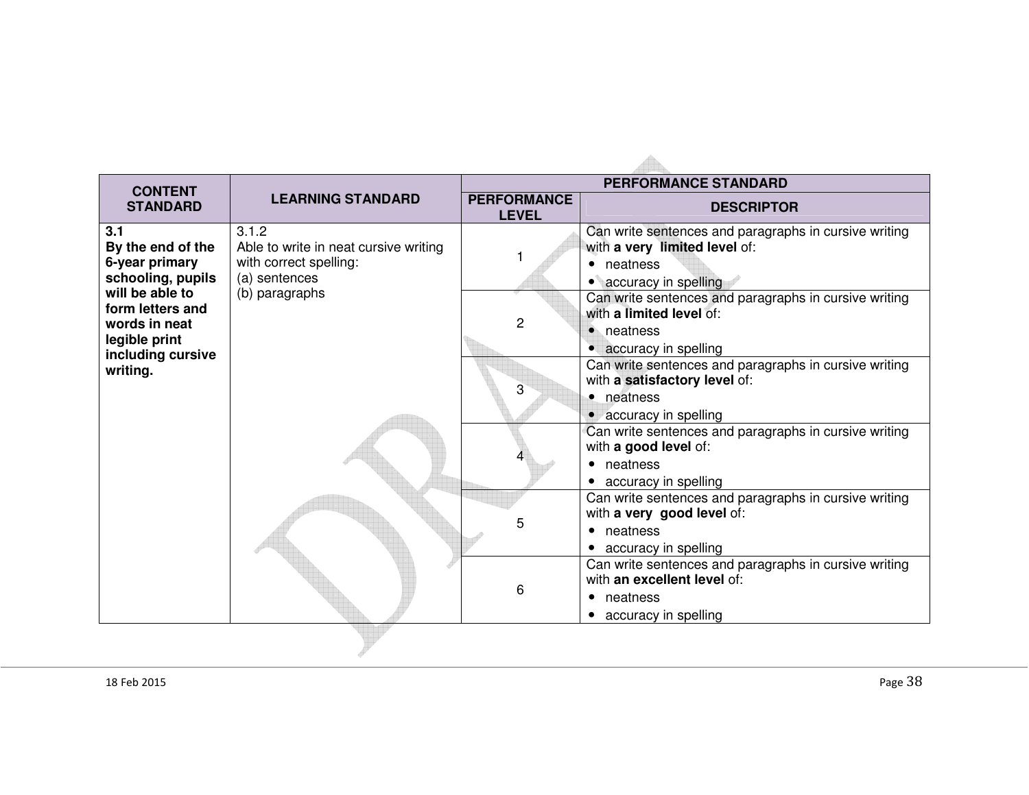| CONTENT STANDARD | LEARNING STANDARD | PERFORMANCE STANDARD | |
|---|---|---|---|
| | | PERFORMANCE LEVEL | DESCRIPTOR |
| **3.1**<br>**By the end of the 6-year primary schooling, pupils will be able to form letters and words in neat legible print including cursive writing.** | 3.1.2<br>Able to write in neat cursive writing with correct spelling:<br>(a) sentences<br>(b) paragraphs | 1 | Can write sentences and paragraphs in cursive writing with **a very limited level** of:<br>• neatness<br>• accuracy in spelling |
| | | 2 | Can write sentences and paragraphs in cursive writing with **a limited level** of:<br>• neatness<br>• accuracy in spelling |
| | | 3 | Can write sentences and paragraphs in cursive writing with **a satisfactory level** of:<br>• neatness<br>• accuracy in spelling |
| | | 4 | Can write sentences and paragraphs in cursive writing with **a good level** of:<br>• neatness<br>• accuracy in spelling |
| | | 5 | Can write sentences and paragraphs in cursive writing with **a very good level** of:<br>• neatness<br>• accuracy in spelling |
| | | 6 | Can write sentences and paragraphs in cursive writing with **an excellent level** of:<br>• neatness<br>• accuracy in spelling |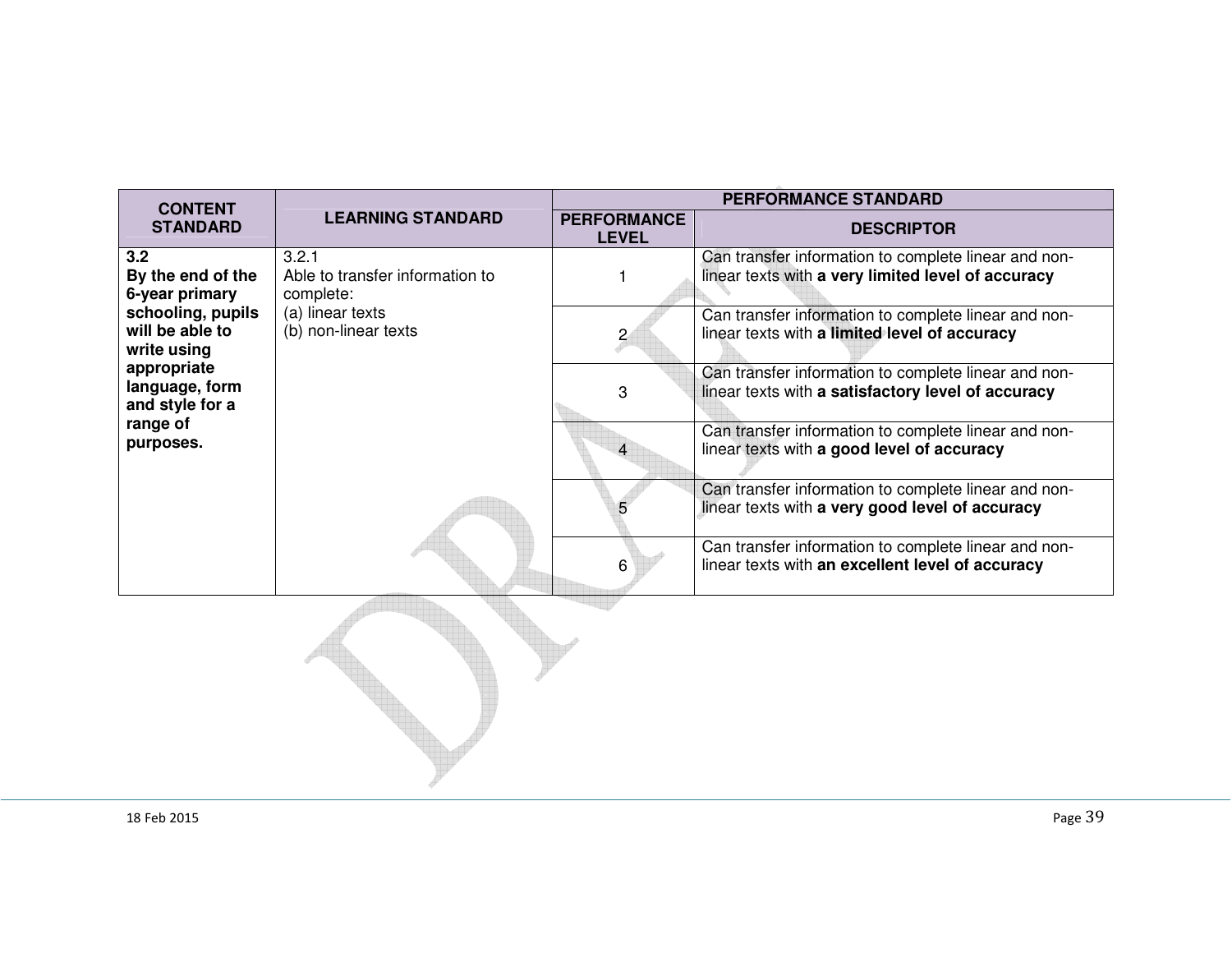| CONTENT STANDARD | LEARNING STANDARD | PERFORMANCE STANDARD | |
|---|---|---|---|
| | | PERFORMANCE LEVEL | DESCRIPTOR |
| **3.2**<br>**By the end of the 6-year primary schooling, pupils will be able to write using appropriate language, form and style for a range of purposes.** | 3.2.1<br>Able to transfer information to complete:<br>(a) linear texts<br>(b) non-linear texts | 1 | Can transfer information to complete linear and non-linear texts with **a very limited level of accuracy** |
| | | 2 | Can transfer information to complete linear and non-linear texts with **a limited level of accuracy** |
| | | 3 | Can transfer information to complete linear and non-linear texts with **a satisfactory level of accuracy** |
| | | 4 | Can transfer information to complete linear and non-linear texts with **a good level of accuracy** |
| | | 5 | Can transfer information to complete linear and non-linear texts with **a very good level of accuracy** |
| | | 6 | Can transfer information to complete linear and non-linear texts with **an excellent level of accuracy** |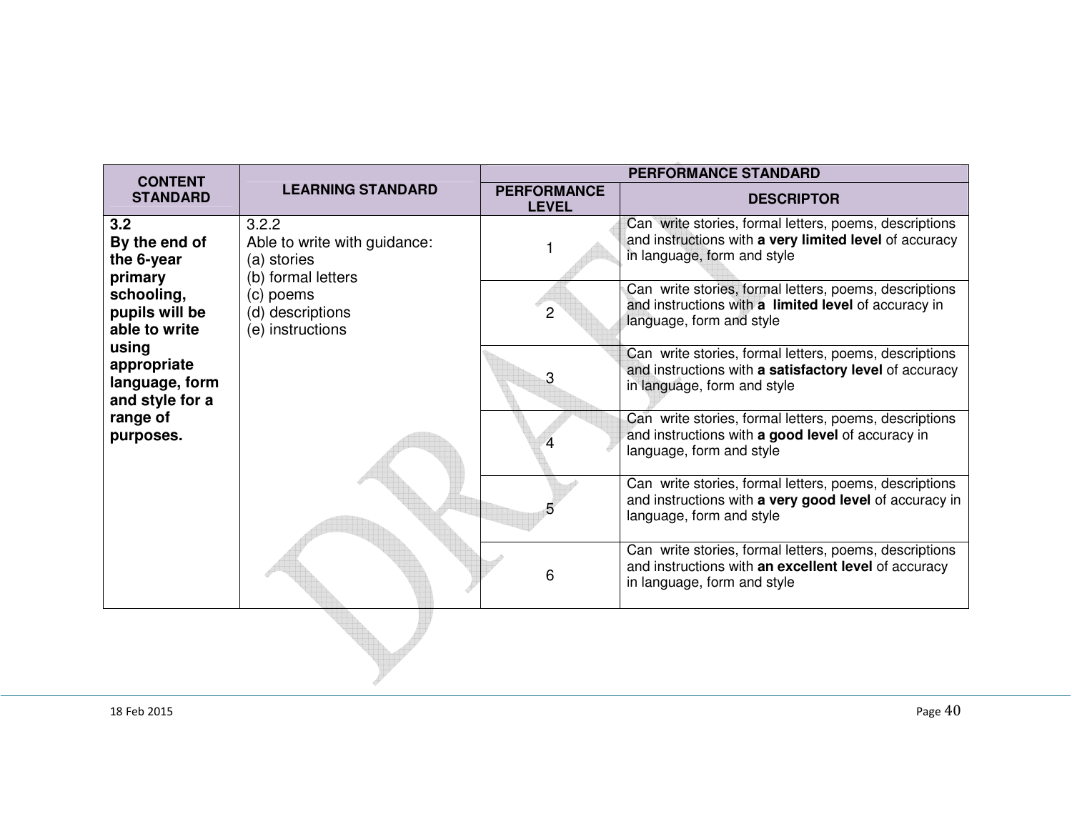| CONTENT STANDARD | LEARNING STANDARD | PERFORMANCE STANDARD | |
|---|---|---|---|
| | | PERFORMANCE LEVEL | DESCRIPTOR |
| **3.2 By the end of the 6-year primary schooling, pupils will be able to write using appropriate language, form and style for a range of purposes.** | 3.2.2 Able to write with guidance: (a) stories (b) formal letters (c) poems (d) descriptions (e) instructions | 1 | Can write stories, formal letters, poems, descriptions and instructions with **a very limited level** of accuracy in language, form and style |
| | | 2 | Can write stories, formal letters, poems, descriptions and instructions with **a limited level** of accuracy in language, form and style |
| | | 3 | Can write stories, formal letters, poems, descriptions and instructions with **a satisfactory level** of accuracy in language, form and style |
| | | 4 | Can write stories, formal letters, poems, descriptions and instructions with **a good level** of accuracy in language, form and style |
| | | 5 | Can write stories, formal letters, poems, descriptions and instructions with **a very good level** of accuracy in language, form and style |
| | | 6 | Can write stories, formal letters, poems, descriptions and instructions with **an excellent level** of accuracy in language, form and style |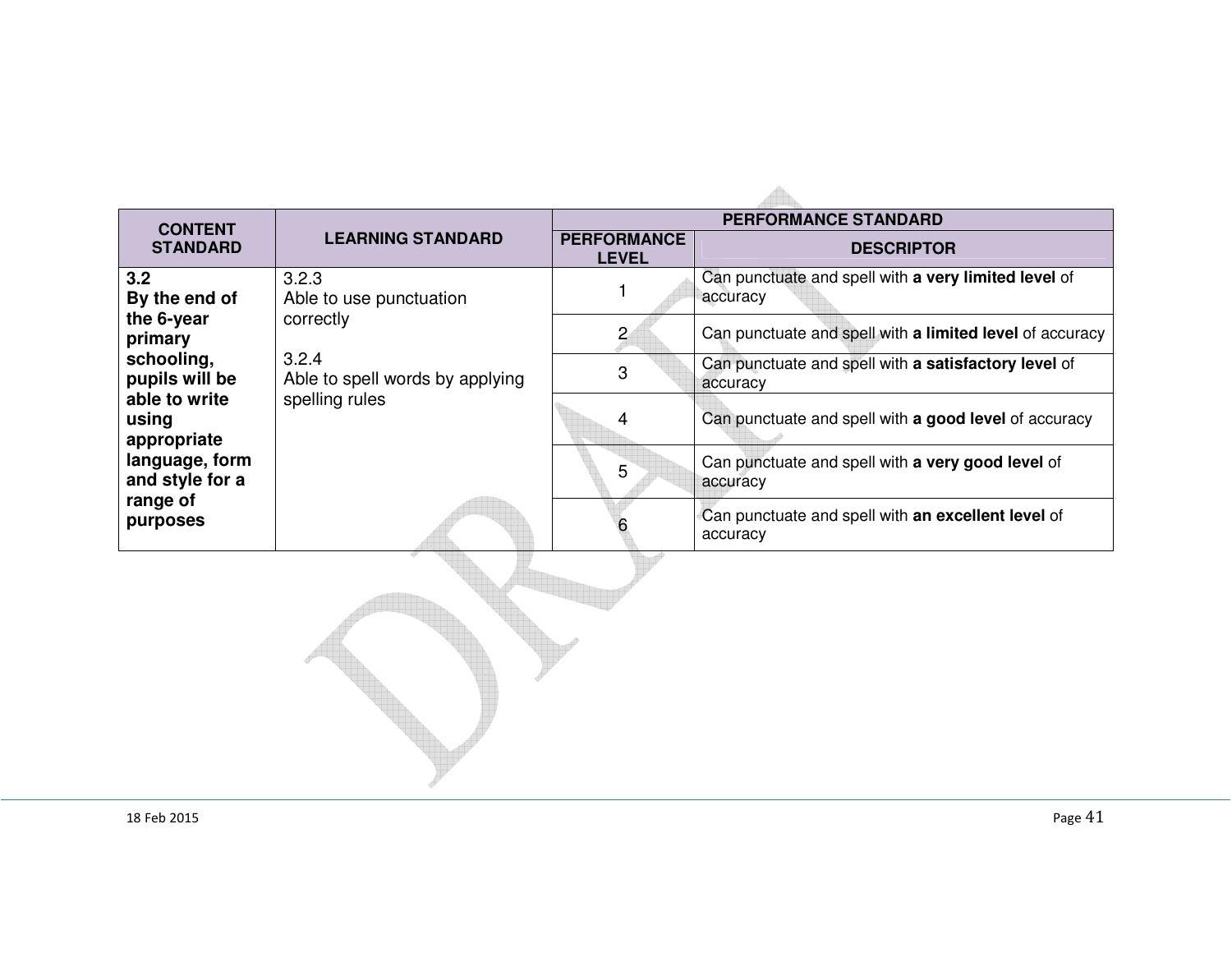| CONTENT STANDARD | LEARNING STANDARD | PERFORMANCE STANDARD | |
|---|---|---|---|
| | | PERFORMANCE LEVEL | DESCRIPTOR |
| **3.2**<br>**By the end of the 6-year primary schooling, pupils will be able to write using appropriate language, form and style for a range of purposes** | 3.2.3<br>Able to use punctuation correctly<br><br>3.2.4<br>Able to spell words by applying spelling rules | 1 | Can punctuate and spell with **a very limited level** of accuracy |
| | | 2 | Can punctuate and spell with **a limited level** of accuracy |
| | | 3 | Can punctuate and spell with **a satisfactory level** of accuracy |
| | | 4 | Can punctuate and spell with **a good level** of accuracy |
| | | 5 | Can punctuate and spell with **a very good level** of accuracy |
| | | 6 | Can punctuate and spell with **an excellent level** of accuracy |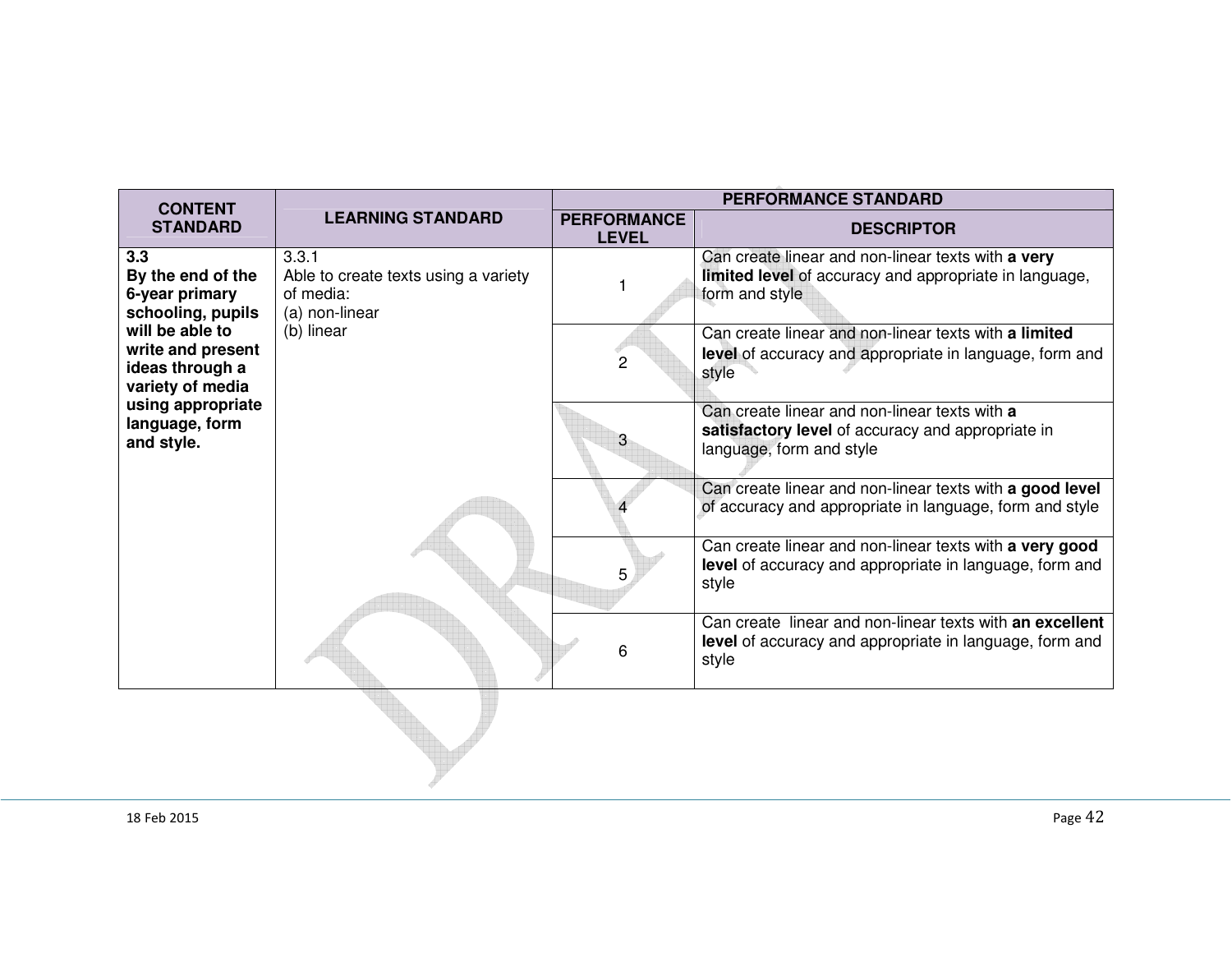| CONTENT STANDARD | LEARNING STANDARD | PERFORMANCE STANDARD | |
|---|---|---|---|
| | | PERFORMANCE LEVEL | DESCRIPTOR |
| **3.3**<br>**By the end of the 6-year primary schooling, pupils will be able to write and present ideas through a variety of media using appropriate language, form and style.** | 3.3.1<br>Able to create texts using a variety of media:<br>(a) non-linear<br>(b) linear | 1 | Can create linear and non-linear texts with **a very limited level** of accuracy and appropriate in language, form and style |
| | | 2 | Can create linear and non-linear texts with **a limited level** of accuracy and appropriate in language, form and style |
| | | 3 | Can create linear and non-linear texts with **a satisfactory level** of accuracy and appropriate in language, form and style |
| | | 4 | Can create linear and non-linear texts with **a good level** of accuracy and appropriate in language, form and style |
| | | 5 | Can create linear and non-linear texts with **a very good level** of accuracy and appropriate in language, form and style |
| | | 6 | Can create linear and non-linear texts with **an excellent level** of accuracy and appropriate in language, form and style |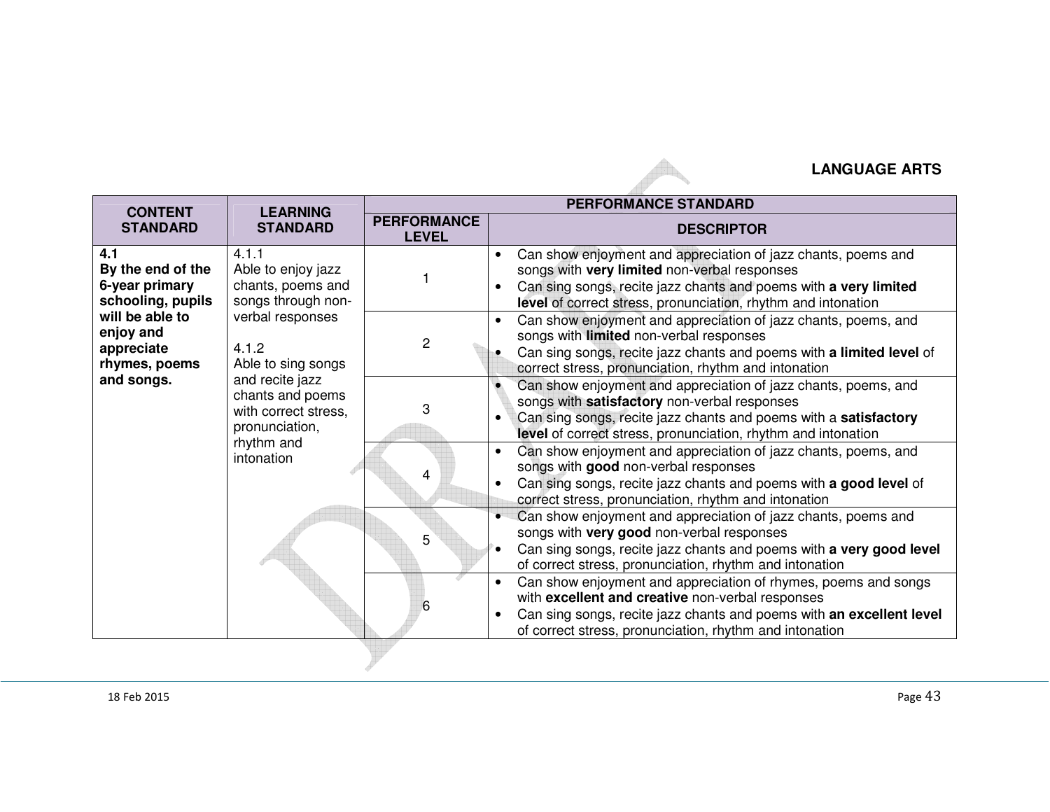**LANGUAGE ARTS**

| CONTENT STANDARD | LEARNING STANDARD | PERFORMANCE STANDARD | |
|---|---|---|---|
| | | PERFORMANCE LEVEL | DESCRIPTOR |
| **4.1**<br>**By the end of the 6-year primary schooling, pupils will be able to enjoy and appreciate rhymes, poems and songs.** | 4.1.1<br>Able to enjoy jazz chants, poems and songs through non-verbal responses<br><br>4.1.2<br>Able to sing songs and recite jazz chants and poems with correct stress, pronunciation, rhythm and intonation | 1 | • Can show enjoyment and appreciation of jazz chants, poems and songs with **very limited** non-verbal responses<br>• Can sing songs, recite jazz chants and poems with **a very limited level** of correct stress, pronunciation, rhythm and intonation |
| | | 2 | • Can show enjoyment and appreciation of jazz chants, poems, and songs with **limited** non-verbal responses<br>• Can sing songs, recite jazz chants and poems with **a limited level** of correct stress, pronunciation, rhythm and intonation |
| | | 3 | • Can show enjoyment and appreciation of jazz chants, poems, and songs with **satisfactory** non-verbal responses<br>• Can sing songs, recite jazz chants and poems with a **satisfactory level** of correct stress, pronunciation, rhythm and intonation |
| | | 4 | • Can show enjoyment and appreciation of jazz chants, poems, and songs with **good** non-verbal responses<br>• Can sing songs, recite jazz chants and poems with **a good level** of correct stress, pronunciation, rhythm and intonation |
| | | 5 | • Can show enjoyment and appreciation of jazz chants, poems and songs with **very good** non-verbal responses<br>• Can sing songs, recite jazz chants and poems with **a very good level** of correct stress, pronunciation, rhythm and intonation |
| | | 6 | • Can show enjoyment and appreciation of rhymes, poems and songs with **excellent and creative** non-verbal responses<br>• Can sing songs, recite jazz chants and poems with **an excellent level** of correct stress, pronunciation, rhythm and intonation |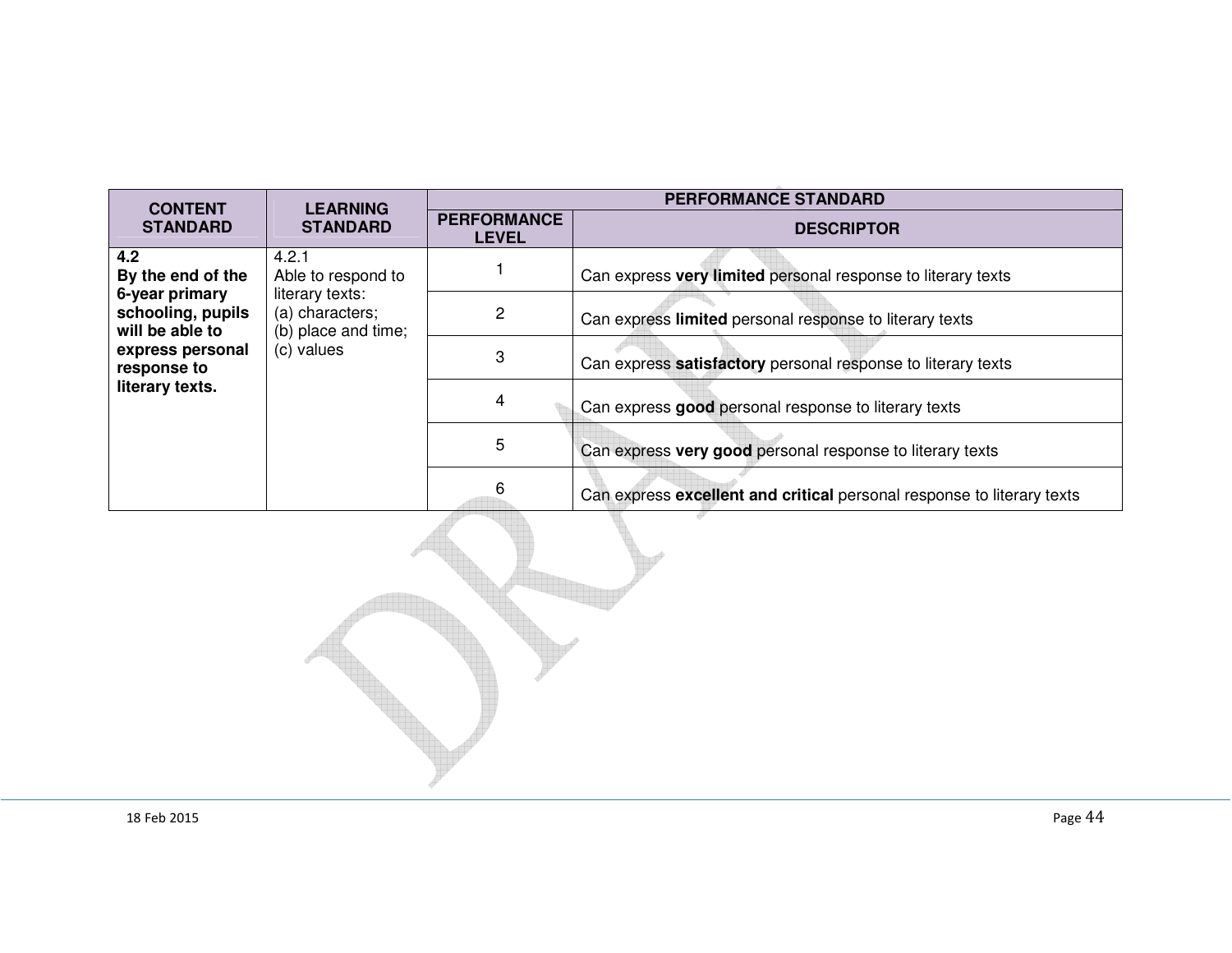| CONTENT STANDARD | LEARNING STANDARD | PERFORMANCE STANDARD | |
|---|---|---|---|
| | | **PERFORMANCE LEVEL** | **DESCRIPTOR** |
| **4.2**<br>**By the end of the 6-year primary schooling, pupils will be able to express personal response to literary texts.** | 4.2.1<br>Able to respond to literary texts:<br>(a) characters;<br>(b) place and time;<br>(c) values | 1 | Can express **very limited** personal response to literary texts |
| | | 2 | Can express **limited** personal response to literary texts |
| | | 3 | Can express **satisfactory** personal response to literary texts |
| | | 4 | Can express **good** personal response to literary texts |
| | | 5 | Can express **very good** personal response to literary texts |
| | | 6 | Can express **excellent and critical** personal response to literary texts |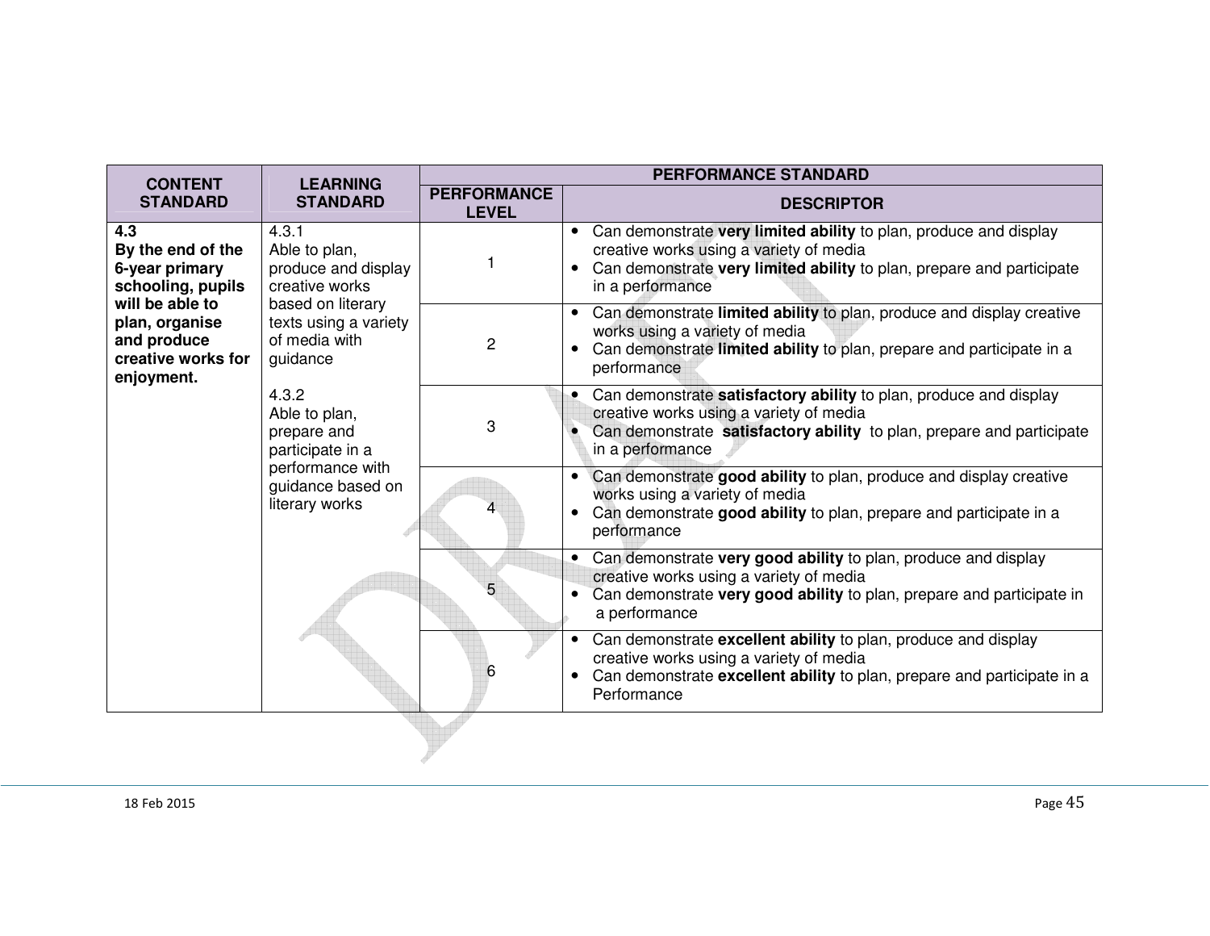| CONTENT STANDARD | LEARNING STANDARD | PERFORMANCE STANDARD | |
|---|---|---|---|
| | | **PERFORMANCE LEVEL** | **DESCRIPTOR** |
| **4.3**<br>**By the end of the 6-year primary schooling, pupils will be able to plan, organise and produce creative works for enjoyment.** | 4.3.1<br>Able to plan, produce and display creative works based on literary texts using a variety of media with guidance<br><br>4.3.2<br>Able to plan, prepare and participate in a performance with guidance based on literary works | 1 | • Can demonstrate **very limited ability** to plan, produce and display creative works using a variety of media<br>• Can demonstrate **very limited ability** to plan, prepare and participate in a performance |
| | | 2 | • Can demonstrate **limited ability** to plan, produce and display creative works using a variety of media<br>• Can demonstrate **limited ability** to plan, prepare and participate in a performance |
| | | 3 | • Can demonstrate **satisfactory ability** to plan, produce and display creative works using a variety of media<br>• Can demonstrate **satisfactory ability** to plan, prepare and participate in a performance |
| | | 4 | • Can demonstrate **good ability** to plan, produce and display creative works using a variety of media<br>• Can demonstrate **good ability** to plan, prepare and participate in a performance |
| | | 5 | • Can demonstrate **very good ability** to plan, produce and display creative works using a variety of media<br>• Can demonstrate **very good ability** to plan, prepare and participate in a performance |
| | | 6 | • Can demonstrate **excellent ability** to plan, produce and display creative works using a variety of media<br>• Can demonstrate **excellent ability** to plan, prepare and participate in a Performance |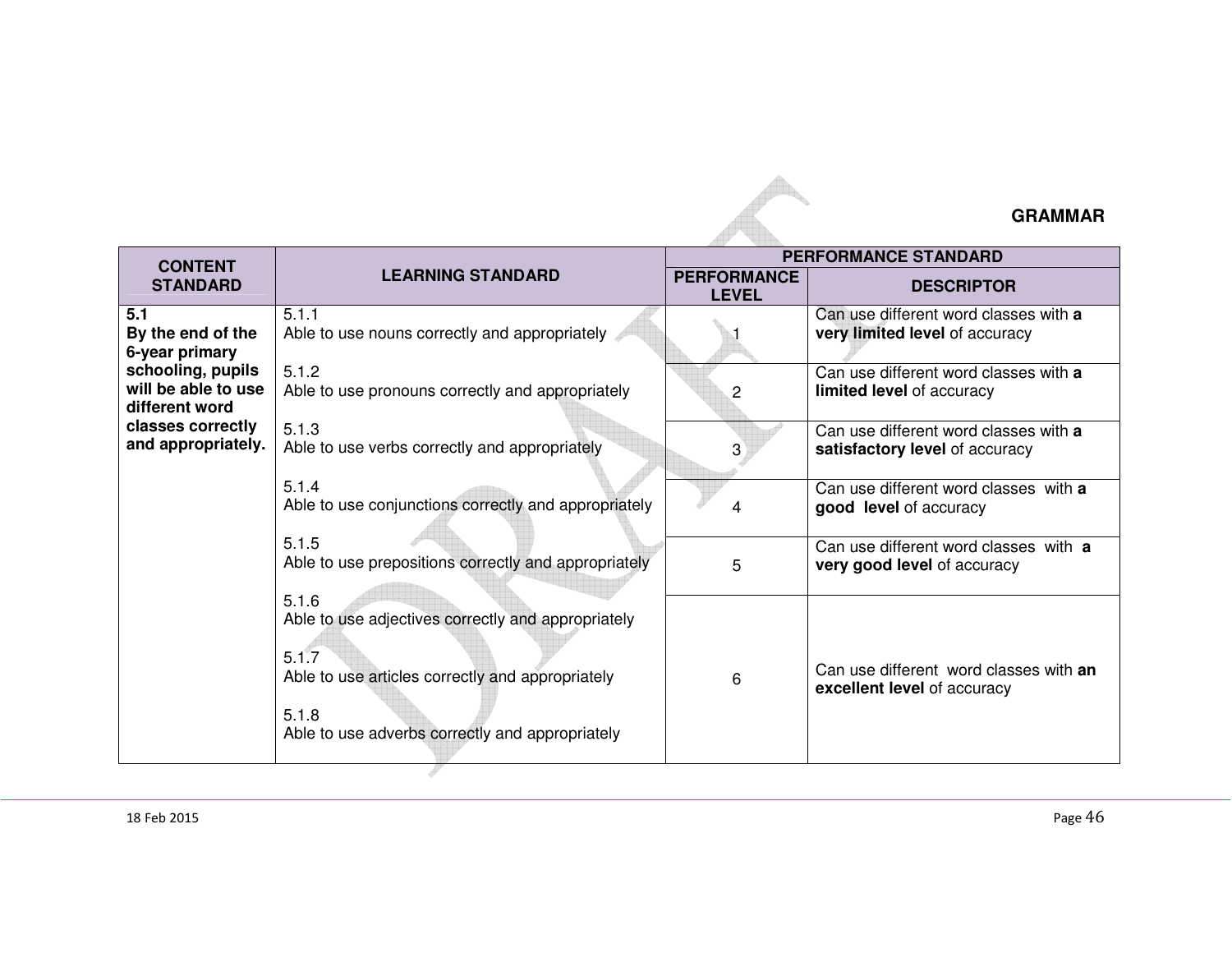## GRAMMAR

| CONTENT STANDARD | LEARNING STANDARD | PERFORMANCE STANDARD | |
|---|---|---|---|
| | | **PERFORMANCE LEVEL** | **DESCRIPTOR** |
| **5.1 By the end of the 6-year primary schooling, pupils will be able to use different word classes correctly and appropriately.** | 5.1.1 Able to use nouns correctly and appropriately | 1 | Can use different word classes with **a very limited level** of accuracy |
| | 5.1.2 Able to use pronouns correctly and appropriately | 2 | Can use different word classes with **a limited level** of accuracy |
| | 5.1.3 Able to use verbs correctly and appropriately | 3 | Can use different word classes with **a satisfactory level** of accuracy |
| | 5.1.4 Able to use conjunctions correctly and appropriately | 4 | Can use different word classes with **a good level** of accuracy |
| | 5.1.5 Able to use prepositions correctly and appropriately | 5 | Can use different word classes with **a very good level** of accuracy |
| | 5.1.6 Able to use adjectives correctly and appropriately<br><br>5.1.7 Able to use articles correctly and appropriately<br><br>5.1.8 Able to use adverbs correctly and appropriately | 6 | Can use different word classes with **an excellent level** of accuracy |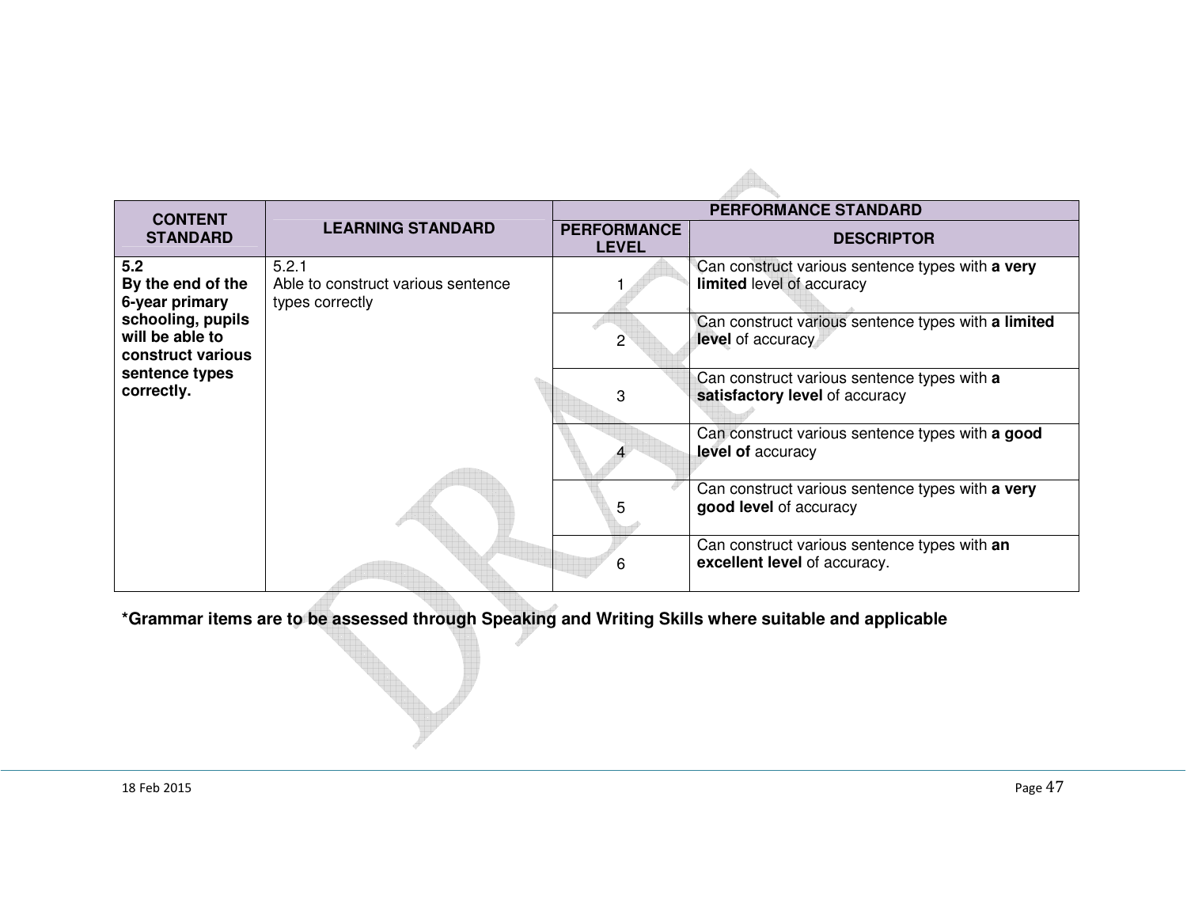| CONTENT STANDARD | LEARNING STANDARD | PERFORMANCE STANDARD | |
|---|---|---|---|
| | | **PERFORMANCE LEVEL** | **DESCRIPTOR** |
| **5.2 By the end of the 6-year primary schooling, pupils will be able to construct various sentence types correctly.** | 5.2.1 Able to construct various sentence types correctly | 1 | Can construct various sentence types with **a very limited** level of accuracy |
| | | 2 | Can construct various sentence types with **a limited level** of accuracy |
| | | 3 | Can construct various sentence types with **a satisfactory level** of accuracy |
| | | 4 | Can construct various sentence types with **a good level of** accuracy |
| | | 5 | Can construct various sentence types with **a very good level** of accuracy |
| | | 6 | Can construct various sentence types with **an excellent level** of accuracy. |

**\*Grammar items are to be assessed through Speaking and Writing Skills where suitable and applicable**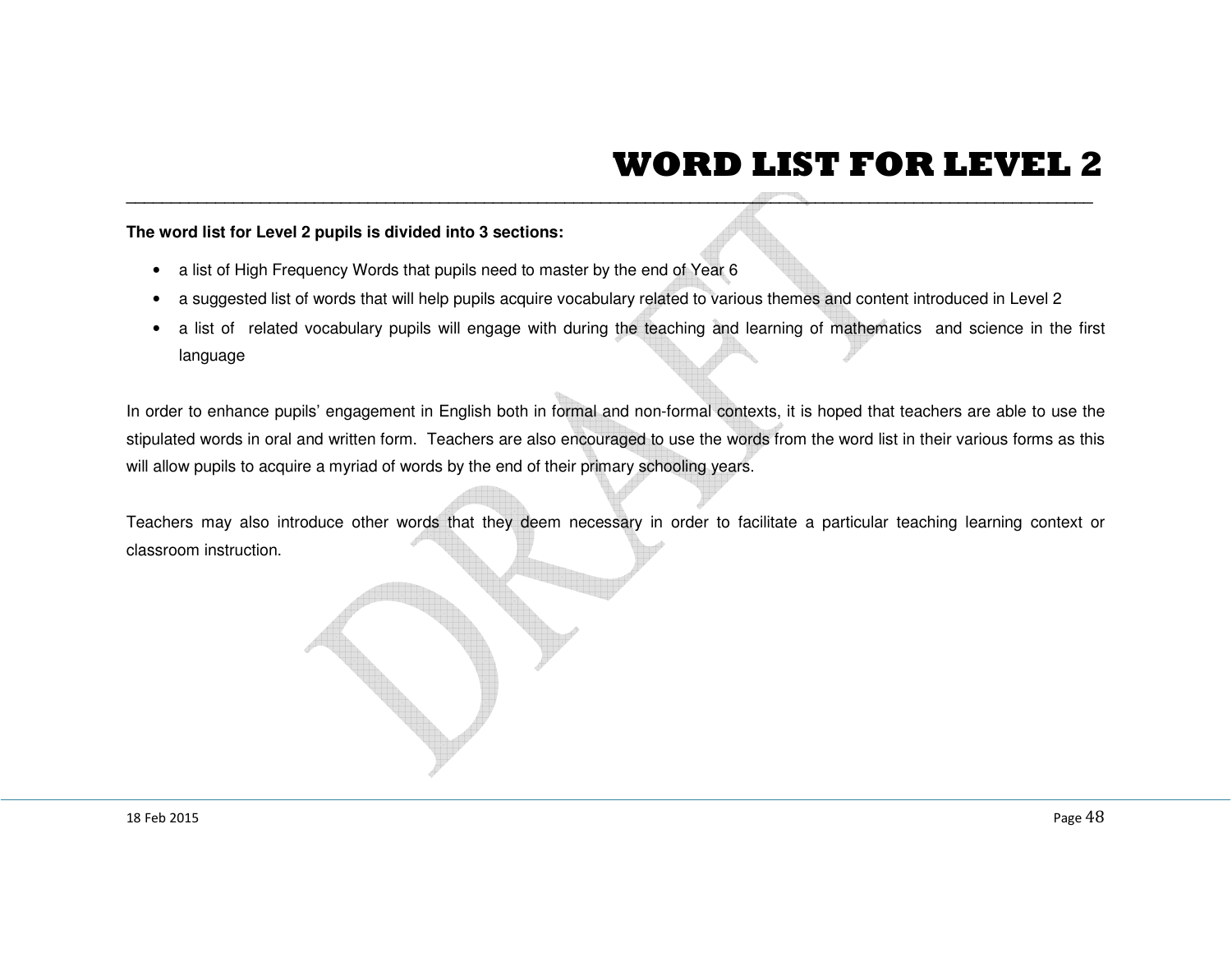# WORD LIST FOR LEVEL 2

**The word list for Level 2 pupils is divided into 3 sections:**

- a list of High Frequency Words that pupils need to master by the end of Year 6
- a suggested list of words that will help pupils acquire vocabulary related to various themes and content introduced in Level 2
- a list of related vocabulary pupils will engage with during the teaching and learning of mathematics and science in the first language

In order to enhance pupils' engagement in English both in formal and non-formal contexts, it is hoped that teachers are able to use the stipulated words in oral and written form. Teachers are also encouraged to use the words from the word list in their various forms as this will allow pupils to acquire a myriad of words by the end of their primary schooling years.

Teachers may also introduce other words that they deem necessary in order to facilitate a particular teaching learning context or classroom instruction.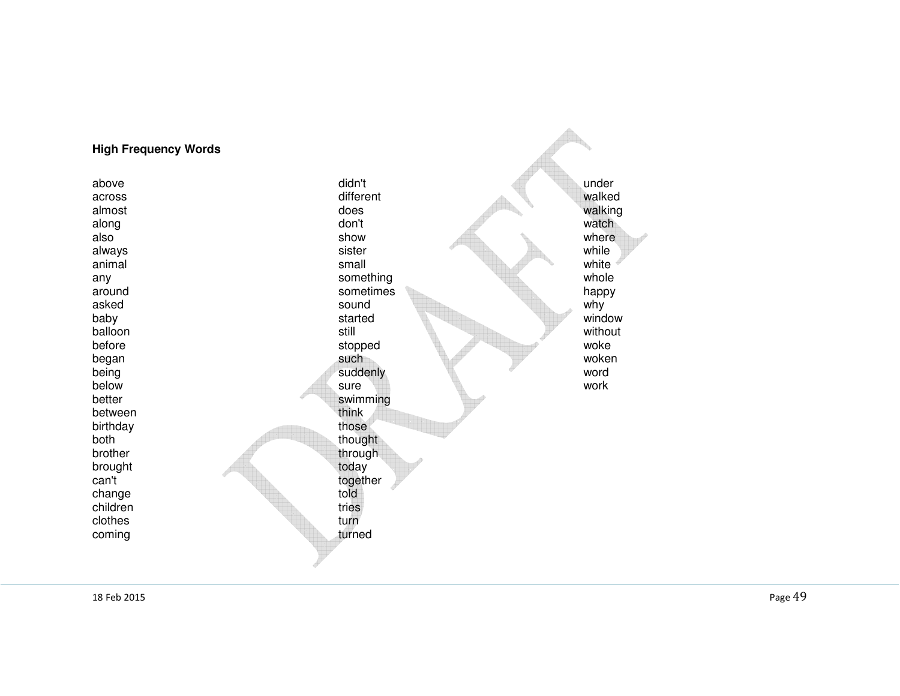**High Frequency Words**

above
across
almost
along
also
always
animal
any
around
asked
baby
balloon
before
began
being
below
better
between
birthday
both
brother
brought
can't
change
children
clothes
coming
didn't
different
does
don't
show
sister
small
something
sometimes
sound
started
still
stopped
such
suddenly
sure
swimming
think
those
thought
through
today
together
told
tries
turn
turned
under
walked
walking
watch
where
while
white
whole
happy
why
window
without
woke
woken
word
work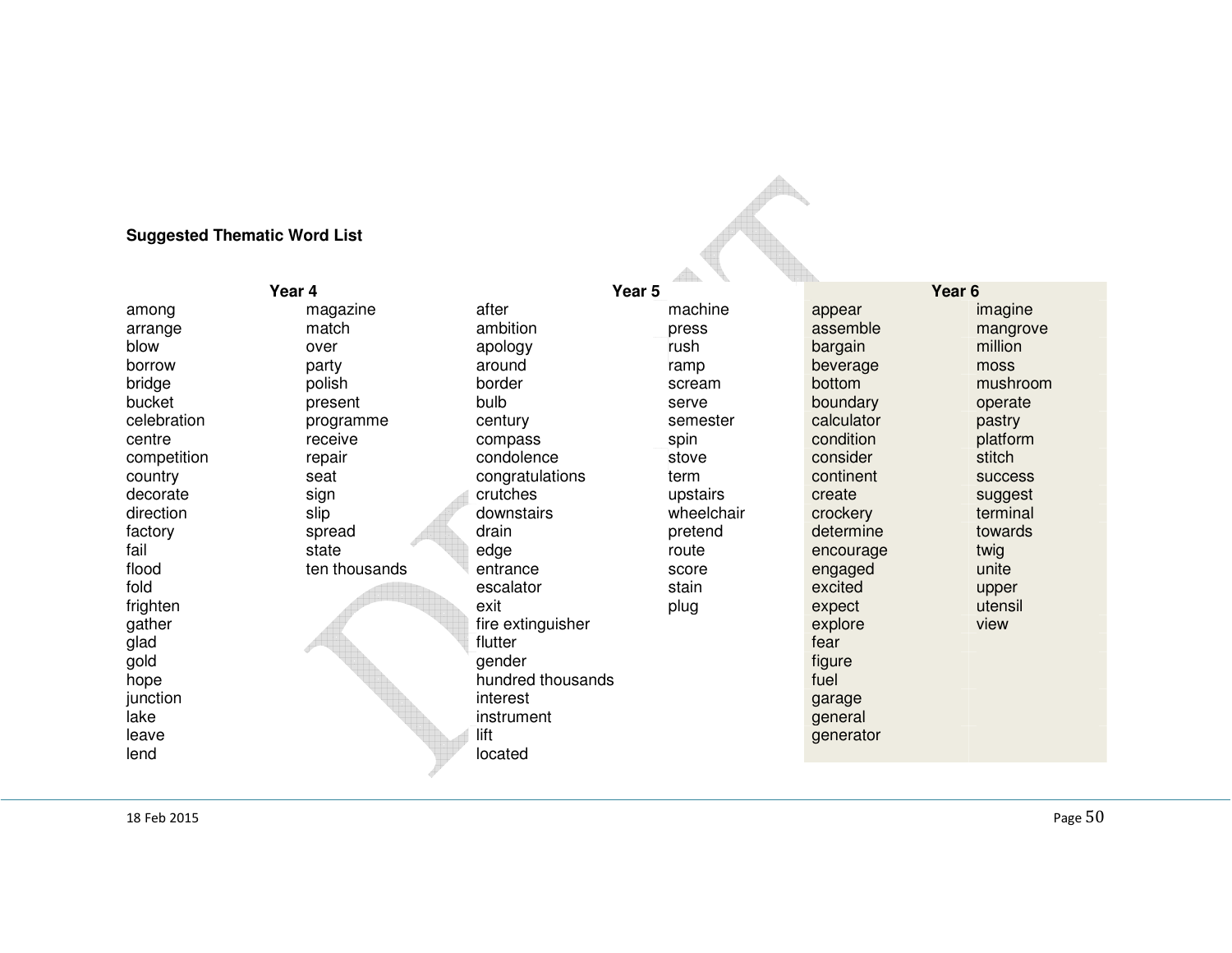**Suggested Thematic Word List**

| Year 4 | | Year 5 | | Year 6 | |
|---|---|---|---|---|---|
| among | magazine | after | machine | appear | imagine |
| arrange | match | ambition | press | assemble | mangrove |
| blow | over | apology | rush | bargain | million |
| borrow | party | around | ramp | beverage | moss |
| bridge | polish | border | scream | bottom | mushroom |
| bucket | present | bulb | serve | boundary | operate |
| celebration | programme | century | semester | calculator | pastry |
| centre | receive | compass | spin | condition | platform |
| competition | repair | condolence | stove | consider | stitch |
| country | seat | congratulations | term | continent | success |
| decorate | sign | crutches | upstairs | create | suggest |
| direction | slip | downstairs | wheelchair | crockery | terminal |
| factory | spread | drain | pretend | determine | towards |
| fail | state | edge | route | encourage | twig |
| flood | ten thousands | entrance | score | engaged | unite |
| fold | | escalator | stain | excited | upper |
| frighten | | exit | plug | expect | utensil |
| gather | | fire extinguisher | | explore | view |
| glad | | flutter | | fear | |
| gold | | gender | | figure | |
| hope | | hundred thousands | | fuel | |
| junction | | interest | | garage | |
| lake | | instrument | | general | |
| leave | | lift | | generator | |
| lend | | located | | | |

18 Feb 2015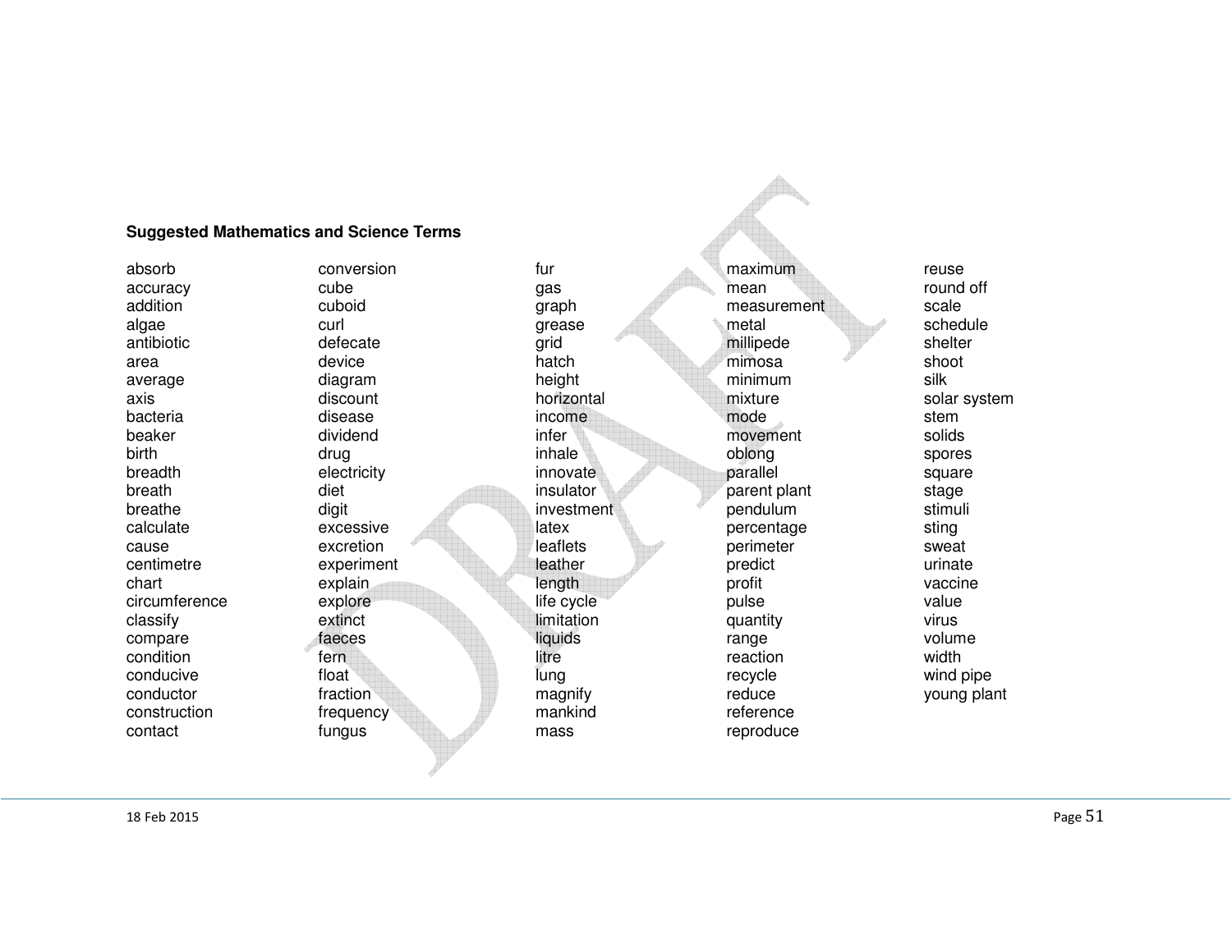**Suggested Mathematics and Science Terms**

absorb
accuracy
addition
algae
antibiotic
area
average
axis
bacteria
beaker
birth
breadth
breath
breathe
calculate
cause
centimetre
chart
circumference
classify
compare
condition
conducive
conductor
construction
contact
conversion
cube
cuboid
curl
defecate
device
diagram
discount
disease
dividend
drug
electricity
diet
digit
excessive
excretion
experiment
explain
explore
extinct
faeces
fern
float
fraction
frequency
fungus
fur
gas
graph
grease
grid
hatch
height
horizontal
income
infer
inhale
innovate
insulator
investment
latex
leaflets
leather
length
life cycle
limitation
liquids
litre
lung
magnify
mankind
mass
maximum
mean
measurement
metal
millipede
mimosa
minimum
mixture
mode
movement
oblong
parallel
parent plant
pendulum
percentage
perimeter
predict
profit
pulse
quantity
range
reaction
recycle
reduce
reference
reproduce
reuse
round off
scale
schedule
shelter
shoot
silk
solar system
stem
solids
spores
square
stage
stimuli
sting
sweat
urinate
vaccine
value
virus
volume
width
wind pipe
young plant